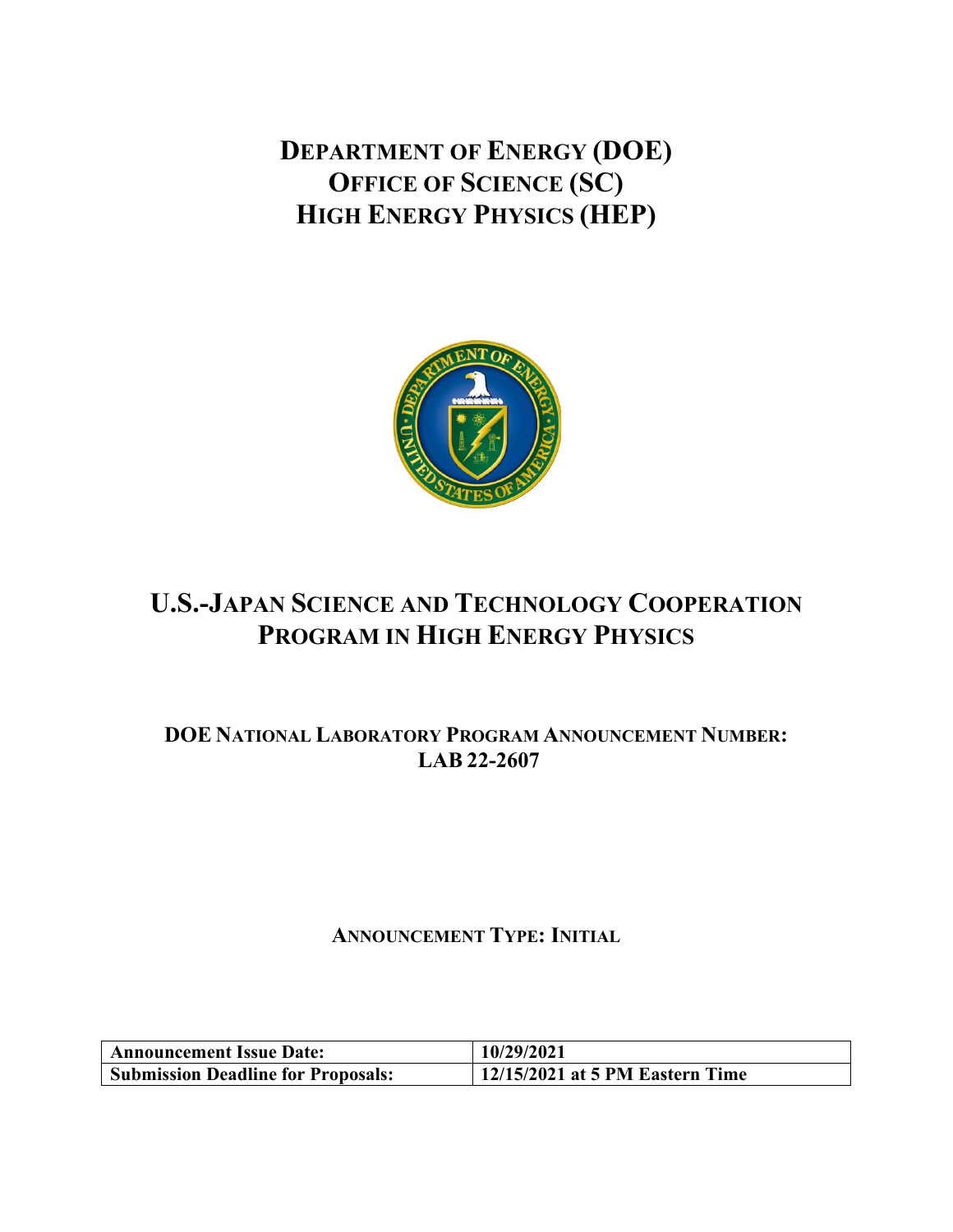# DEPARTMENT OF ENERGY (DOE)
# OFFICE OF SCIENCE (SC)
# HIGH ENERGY PHYSICS (HEP)

# U.S.-JAPAN SCIENCE AND TECHNOLOGY COOPERATION PROGRAM IN HIGH ENERGY PHYSICS

## DOE NATIONAL LABORATORY PROGRAM ANNOUNCEMENT NUMBER: LAB 22-2607

### ANNOUNCEMENT TYPE: INITIAL

| Announcement Issue Date: | 10/29/2021 |
|---|---|
| Submission Deadline for Proposals: | 12/15/2021 at 5 PM Eastern Time |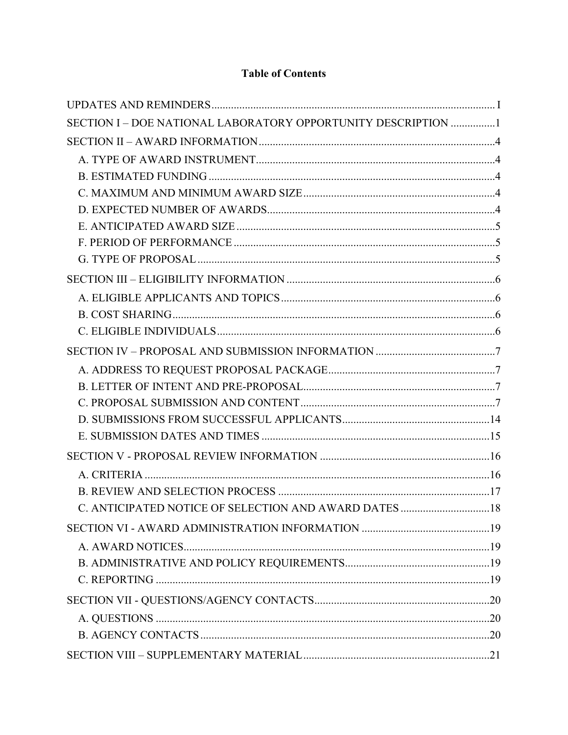# Table of Contents

UPDATES AND REMINDERS ..... I

SECTION I – DOE NATIONAL LABORATORY OPPORTUNITY DESCRIPTION ..... 1

SECTION II – AWARD INFORMATION ..... 4

- A. TYPE OF AWARD INSTRUMENT ..... 4
- B. ESTIMATED FUNDING ..... 4
- C. MAXIMUM AND MINIMUM AWARD SIZE ..... 4
- D. EXPECTED NUMBER OF AWARDS ..... 4
- E. ANTICIPATED AWARD SIZE ..... 5
- F. PERIOD OF PERFORMANCE ..... 5
- G. TYPE OF PROPOSAL ..... 5

SECTION III – ELIGIBILITY INFORMATION ..... 6

- A. ELIGIBLE APPLICANTS AND TOPICS ..... 6
- B. COST SHARING ..... 6
- C. ELIGIBLE INDIVIDUALS ..... 6

SECTION IV – PROPOSAL AND SUBMISSION INFORMATION ..... 7

- A. ADDRESS TO REQUEST PROPOSAL PACKAGE ..... 7
- B. LETTER OF INTENT AND PRE-PROPOSAL ..... 7
- C. PROPOSAL SUBMISSION AND CONTENT ..... 7
- D. SUBMISSIONS FROM SUCCESSFUL APPLICANTS ..... 14
- E. SUBMISSION DATES AND TIMES ..... 15

SECTION V - PROPOSAL REVIEW INFORMATION ..... 16

- A. CRITERIA ..... 16
- B. REVIEW AND SELECTION PROCESS ..... 17
- C. ANTICIPATED NOTICE OF SELECTION AND AWARD DATES ..... 18

SECTION VI - AWARD ADMINISTRATION INFORMATION ..... 19

- A. AWARD NOTICES ..... 19
- B. ADMINISTRATIVE AND POLICY REQUIREMENTS ..... 19
- C. REPORTING ..... 19

SECTION VII - QUESTIONS/AGENCY CONTACTS ..... 20

- A. QUESTIONS ..... 20
- B. AGENCY CONTACTS ..... 20

SECTION VIII – SUPPLEMENTARY MATERIAL ..... 21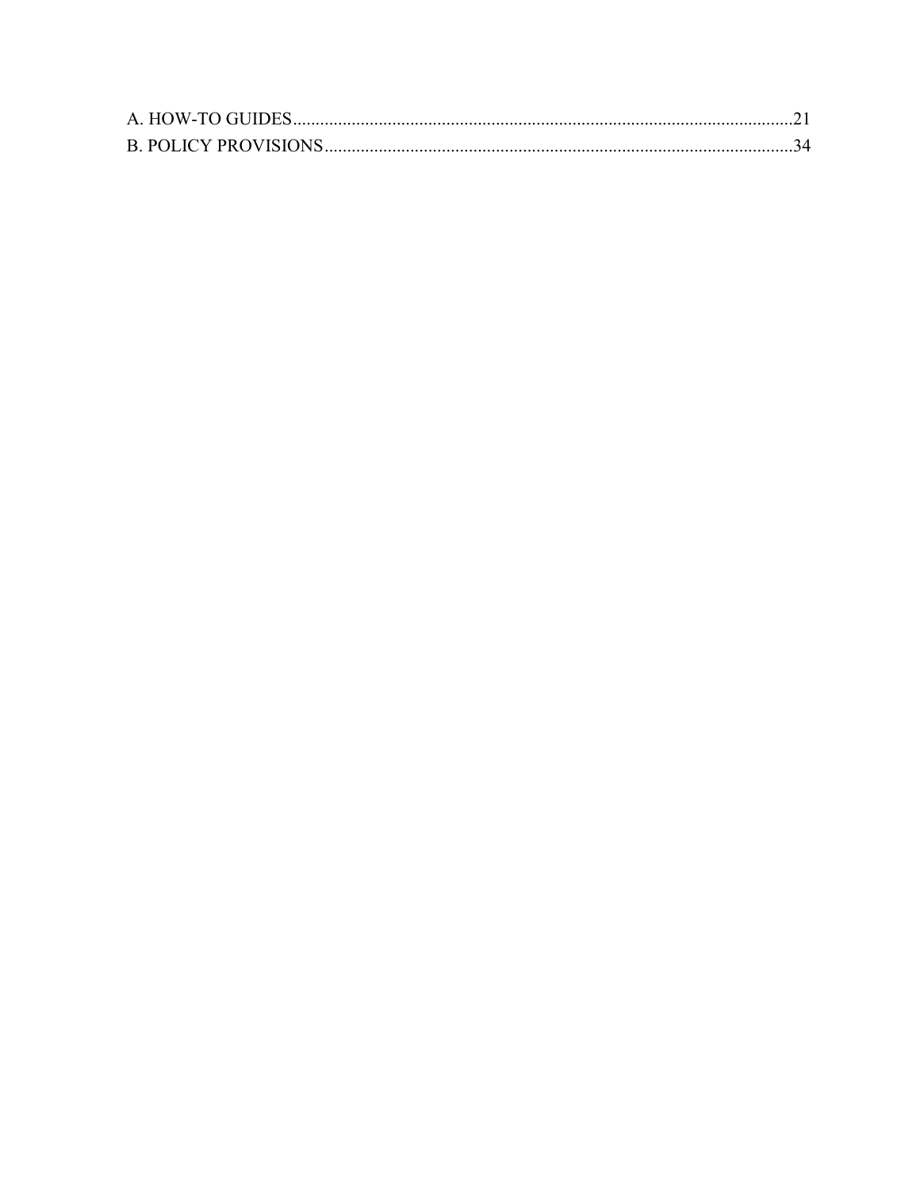A. HOW-TO GUIDES....................................................................................................................21

B. POLICY PROVISIONS.............................................................................................................34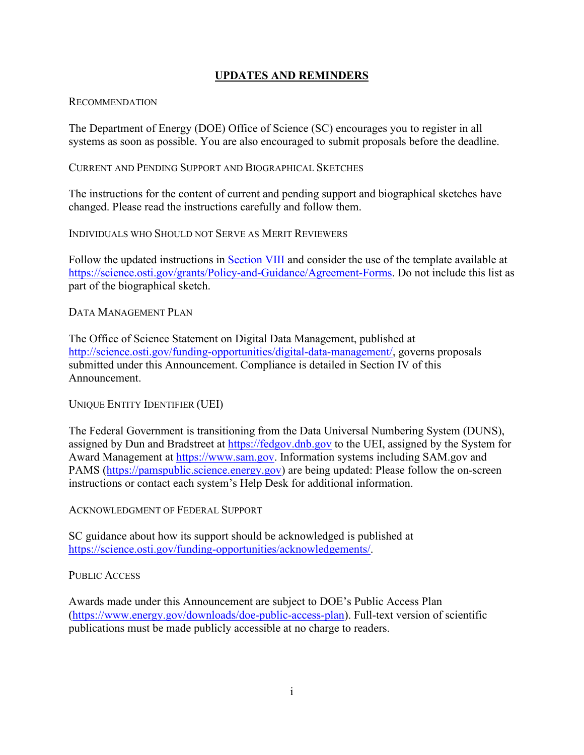## UPDATES AND REMINDERS

### RECOMMENDATION

The Department of Energy (DOE) Office of Science (SC) encourages you to register in all systems as soon as possible. You are also encouraged to submit proposals before the deadline.

### CURRENT AND PENDING SUPPORT AND BIOGRAPHICAL SKETCHES

The instructions for the content of current and pending support and biographical sketches have changed. Please read the instructions carefully and follow them.

### INDIVIDUALS WHO SHOULD NOT SERVE AS MERIT REVIEWERS

Follow the updated instructions in Section VIII and consider the use of the template available at https://science.osti.gov/grants/Policy-and-Guidance/Agreement-Forms. Do not include this list as part of the biographical sketch.

### DATA MANAGEMENT PLAN

The Office of Science Statement on Digital Data Management, published at http://science.osti.gov/funding-opportunities/digital-data-management/, governs proposals submitted under this Announcement. Compliance is detailed in Section IV of this Announcement.

### UNIQUE ENTITY IDENTIFIER (UEI)

The Federal Government is transitioning from the Data Universal Numbering System (DUNS), assigned by Dun and Bradstreet at https://fedgov.dnb.gov to the UEI, assigned by the System for Award Management at https://www.sam.gov. Information systems including SAM.gov and PAMS (https://pamspublic.science.energy.gov) are being updated: Please follow the on-screen instructions or contact each system's Help Desk for additional information.

### ACKNOWLEDGMENT OF FEDERAL SUPPORT

SC guidance about how its support should be acknowledged is published at https://science.osti.gov/funding-opportunities/acknowledgements/.

### PUBLIC ACCESS

Awards made under this Announcement are subject to DOE's Public Access Plan (https://www.energy.gov/downloads/doe-public-access-plan). Full-text version of scientific publications must be made publicly accessible at no charge to readers.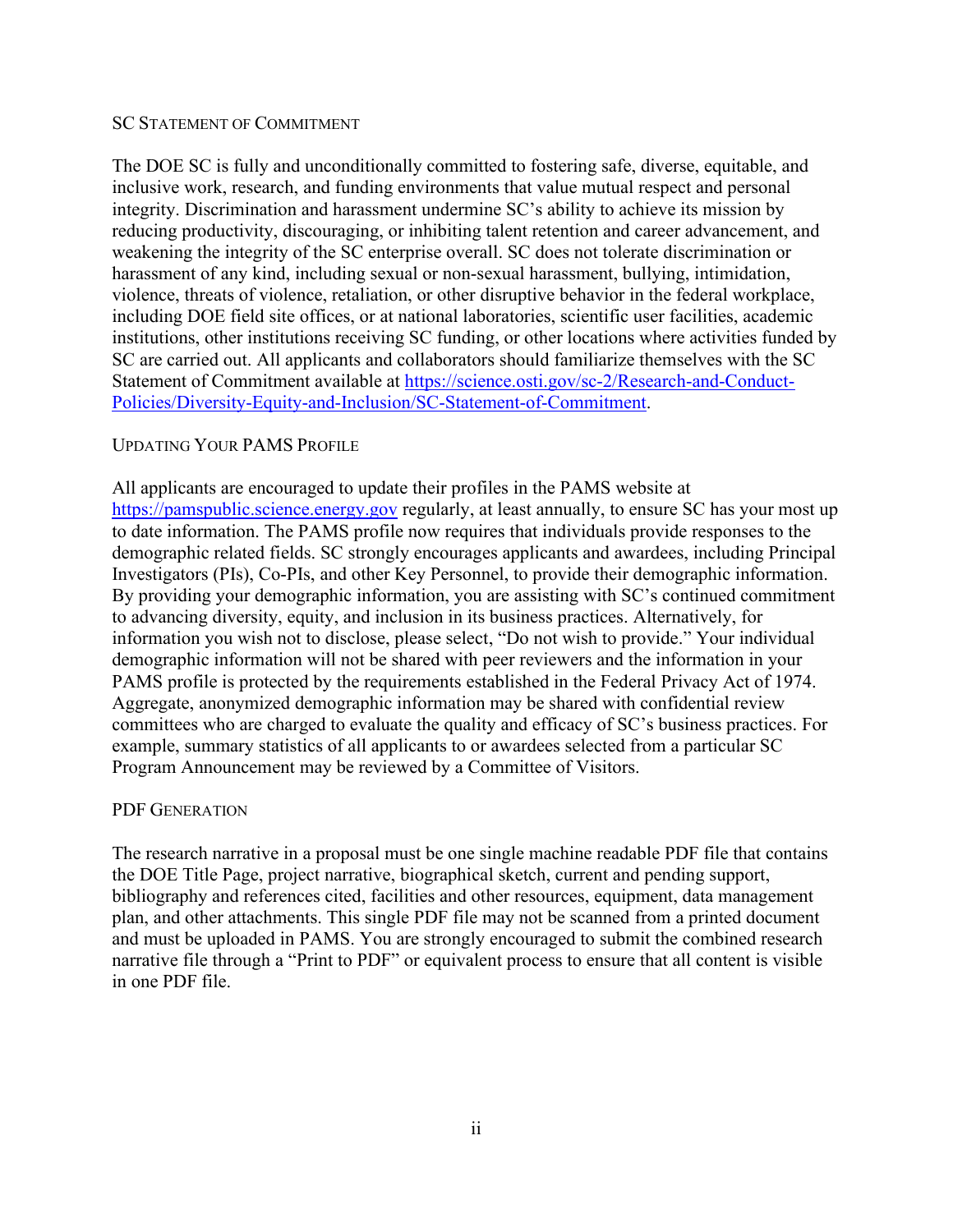## SC Statement of Commitment

The DOE SC is fully and unconditionally committed to fostering safe, diverse, equitable, and inclusive work, research, and funding environments that value mutual respect and personal integrity. Discrimination and harassment undermine SC's ability to achieve its mission by reducing productivity, discouraging, or inhibiting talent retention and career advancement, and weakening the integrity of the SC enterprise overall. SC does not tolerate discrimination or harassment of any kind, including sexual or non-sexual harassment, bullying, intimidation, violence, threats of violence, retaliation, or other disruptive behavior in the federal workplace, including DOE field site offices, or at national laboratories, scientific user facilities, academic institutions, other institutions receiving SC funding, or other locations where activities funded by SC are carried out. All applicants and collaborators should familiarize themselves with the SC Statement of Commitment available at https://science.osti.gov/sc-2/Research-and-Conduct-Policies/Diversity-Equity-and-Inclusion/SC-Statement-of-Commitment.

## Updating Your PAMS Profile

All applicants are encouraged to update their profiles in the PAMS website at https://pamspublic.science.energy.gov regularly, at least annually, to ensure SC has your most up to date information. The PAMS profile now requires that individuals provide responses to the demographic related fields. SC strongly encourages applicants and awardees, including Principal Investigators (PIs), Co-PIs, and other Key Personnel, to provide their demographic information. By providing your demographic information, you are assisting with SC's continued commitment to advancing diversity, equity, and inclusion in its business practices. Alternatively, for information you wish not to disclose, please select, "Do not wish to provide." Your individual demographic information will not be shared with peer reviewers and the information in your PAMS profile is protected by the requirements established in the Federal Privacy Act of 1974. Aggregate, anonymized demographic information may be shared with confidential review committees who are charged to evaluate the quality and efficacy of SC's business practices. For example, summary statistics of all applicants to or awardees selected from a particular SC Program Announcement may be reviewed by a Committee of Visitors.

## PDF Generation

The research narrative in a proposal must be one single machine readable PDF file that contains the DOE Title Page, project narrative, biographical sketch, current and pending support, bibliography and references cited, facilities and other resources, equipment, data management plan, and other attachments. This single PDF file may not be scanned from a printed document and must be uploaded in PAMS. You are strongly encouraged to submit the combined research narrative file through a "Print to PDF" or equivalent process to ensure that all content is visible in one PDF file.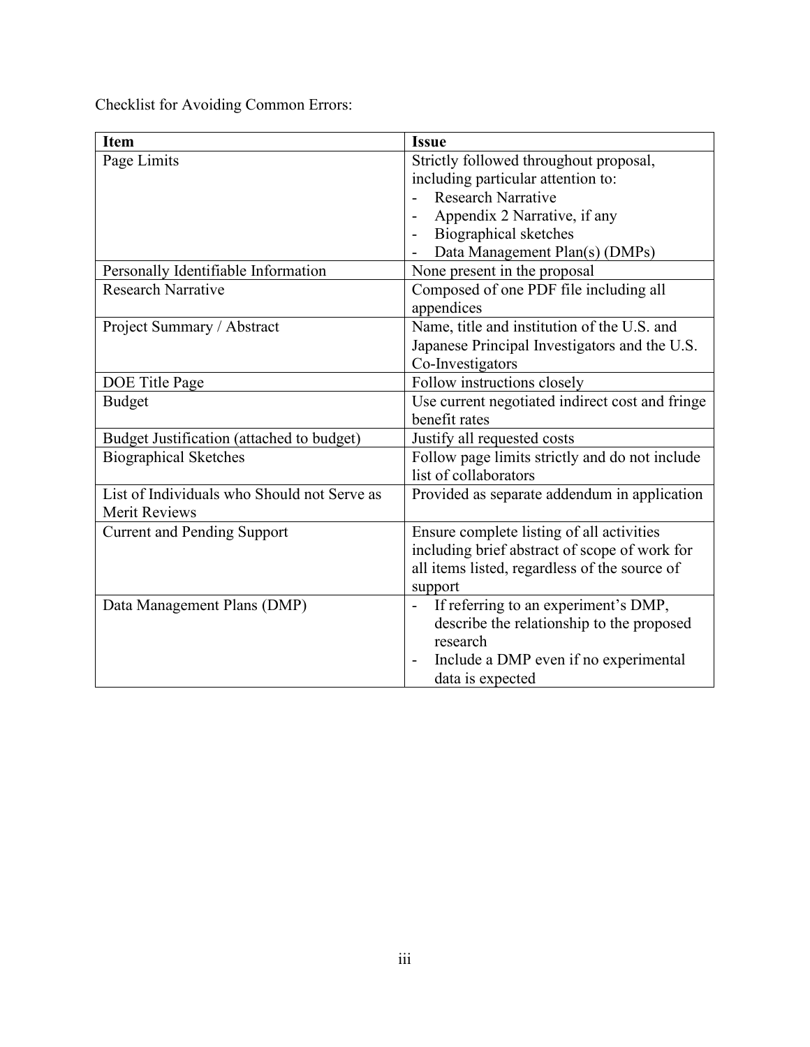Checklist for Avoiding Common Errors:

| Item | Issue |
|---|---|
| Page Limits | Strictly followed throughout proposal, including particular attention to:<br>- Research Narrative<br>- Appendix 2 Narrative, if any<br>- Biographical sketches<br>- Data Management Plan(s) (DMPs) |
| Personally Identifiable Information | None present in the proposal |
| Research Narrative | Composed of one PDF file including all appendices |
| Project Summary / Abstract | Name, title and institution of the U.S. and Japanese Principal Investigators and the U.S. Co-Investigators |
| DOE Title Page | Follow instructions closely |
| Budget | Use current negotiated indirect cost and fringe benefit rates |
| Budget Justification (attached to budget) | Justify all requested costs |
| Biographical Sketches | Follow page limits strictly and do not include list of collaborators |
| List of Individuals who Should not Serve as Merit Reviews | Provided as separate addendum in application |
| Current and Pending Support | Ensure complete listing of all activities including brief abstract of scope of work for all items listed, regardless of the source of support |
| Data Management Plans (DMP) | - If referring to an experiment's DMP, describe the relationship to the proposed research<br>- Include a DMP even if no experimental data is expected |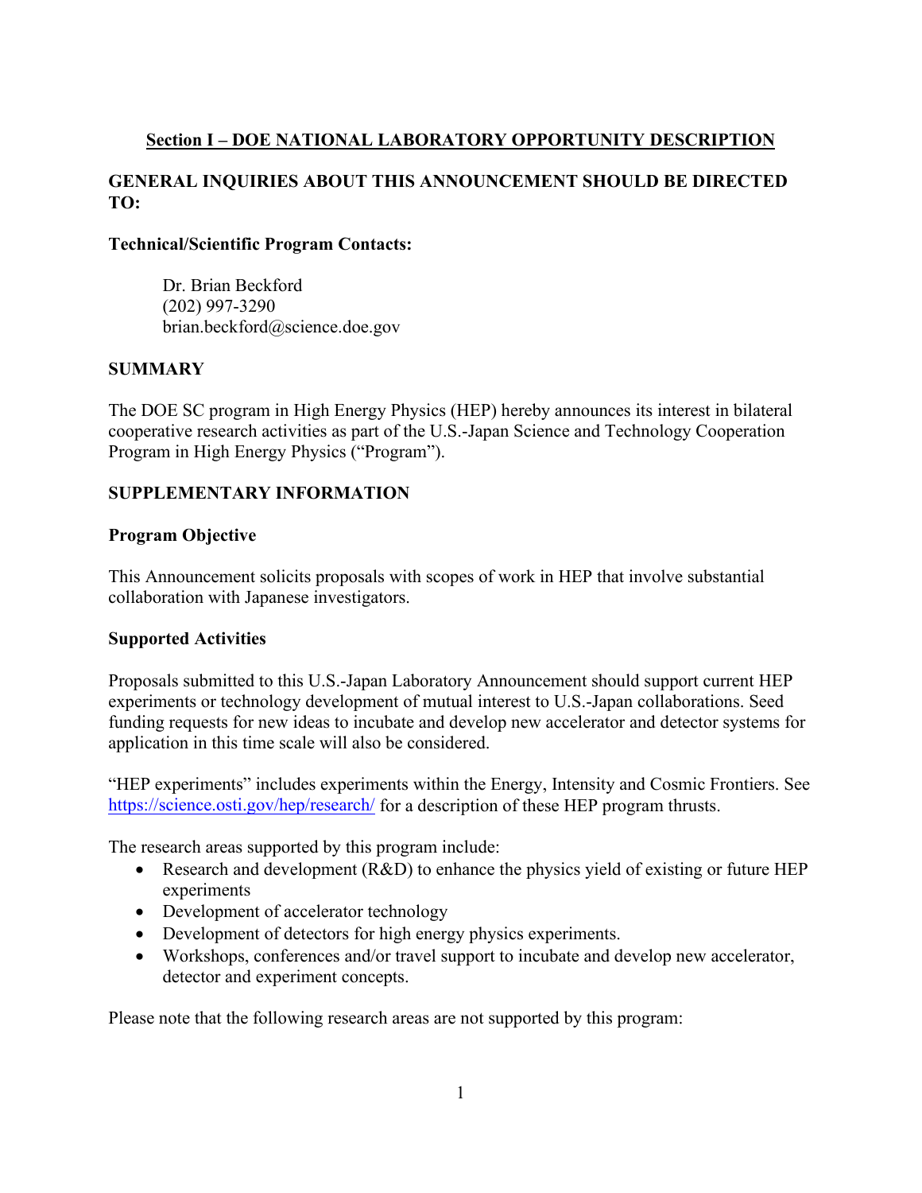## Section I – DOE NATIONAL LABORATORY OPPORTUNITY DESCRIPTION

### GENERAL INQUIRIES ABOUT THIS ANNOUNCEMENT SHOULD BE DIRECTED TO:

**Technical/Scientific Program Contacts:**

Dr. Brian Beckford
(202) 997-3290
brian.beckford@science.doe.gov

### SUMMARY

The DOE SC program in High Energy Physics (HEP) hereby announces its interest in bilateral cooperative research activities as part of the U.S.-Japan Science and Technology Cooperation Program in High Energy Physics ("Program").

### SUPPLEMENTARY INFORMATION

**Program Objective**

This Announcement solicits proposals with scopes of work in HEP that involve substantial collaboration with Japanese investigators.

**Supported Activities**

Proposals submitted to this U.S.-Japan Laboratory Announcement should support current HEP experiments or technology development of mutual interest to U.S.-Japan collaborations. Seed funding requests for new ideas to incubate and develop new accelerator and detector systems for application in this time scale will also be considered.

"HEP experiments" includes experiments within the Energy, Intensity and Cosmic Frontiers. See https://science.osti.gov/hep/research/ for a description of these HEP program thrusts.

The research areas supported by this program include:

- Research and development (R&D) to enhance the physics yield of existing or future HEP experiments
- Development of accelerator technology
- Development of detectors for high energy physics experiments.
- Workshops, conferences and/or travel support to incubate and develop new accelerator, detector and experiment concepts.

Please note that the following research areas are not supported by this program: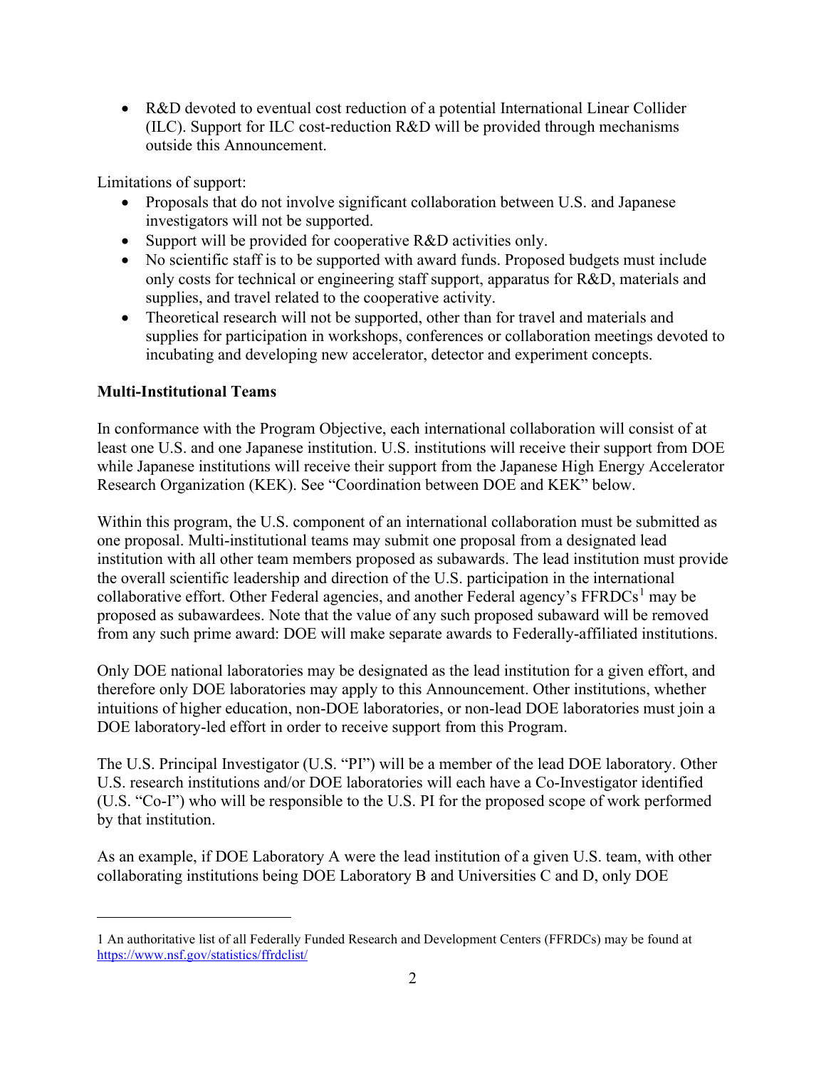- R&D devoted to eventual cost reduction of a potential International Linear Collider (ILC). Support for ILC cost-reduction R&D will be provided through mechanisms outside this Announcement.

Limitations of support:

- Proposals that do not involve significant collaboration between U.S. and Japanese investigators will not be supported.
- Support will be provided for cooperative R&D activities only.
- No scientific staff is to be supported with award funds. Proposed budgets must include only costs for technical or engineering staff support, apparatus for R&D, materials and supplies, and travel related to the cooperative activity.
- Theoretical research will not be supported, other than for travel and materials and supplies for participation in workshops, conferences or collaboration meetings devoted to incubating and developing new accelerator, detector and experiment concepts.

**Multi-Institutional Teams**

In conformance with the Program Objective, each international collaboration will consist of at least one U.S. and one Japanese institution. U.S. institutions will receive their support from DOE while Japanese institutions will receive their support from the Japanese High Energy Accelerator Research Organization (KEK). See "Coordination between DOE and KEK" below.

Within this program, the U.S. component of an international collaboration must be submitted as one proposal. Multi-institutional teams may submit one proposal from a designated lead institution with all other team members proposed as subawards. The lead institution must provide the overall scientific leadership and direction of the U.S. participation in the international collaborative effort. Other Federal agencies, and another Federal agency's FFRDCs[1] may be proposed as subawardees. Note that the value of any such proposed subaward will be removed from any such prime award: DOE will make separate awards to Federally-affiliated institutions.

Only DOE national laboratories may be designated as the lead institution for a given effort, and therefore only DOE laboratories may apply to this Announcement. Other institutions, whether intuitions of higher education, non-DOE laboratories, or non-lead DOE laboratories must join a DOE laboratory-led effort in order to receive support from this Program.

The U.S. Principal Investigator (U.S. "PI") will be a member of the lead DOE laboratory. Other U.S. research institutions and/or DOE laboratories will each have a Co-Investigator identified (U.S. "Co-I") who will be responsible to the U.S. PI for the proposed scope of work performed by that institution.

As an example, if DOE Laboratory A were the lead institution of a given U.S. team, with other collaborating institutions being DOE Laboratory B and Universities C and D, only DOE

1 An authoritative list of all Federally Funded Research and Development Centers (FFRDCs) may be found at https://www.nsf.gov/statistics/ffrdclist/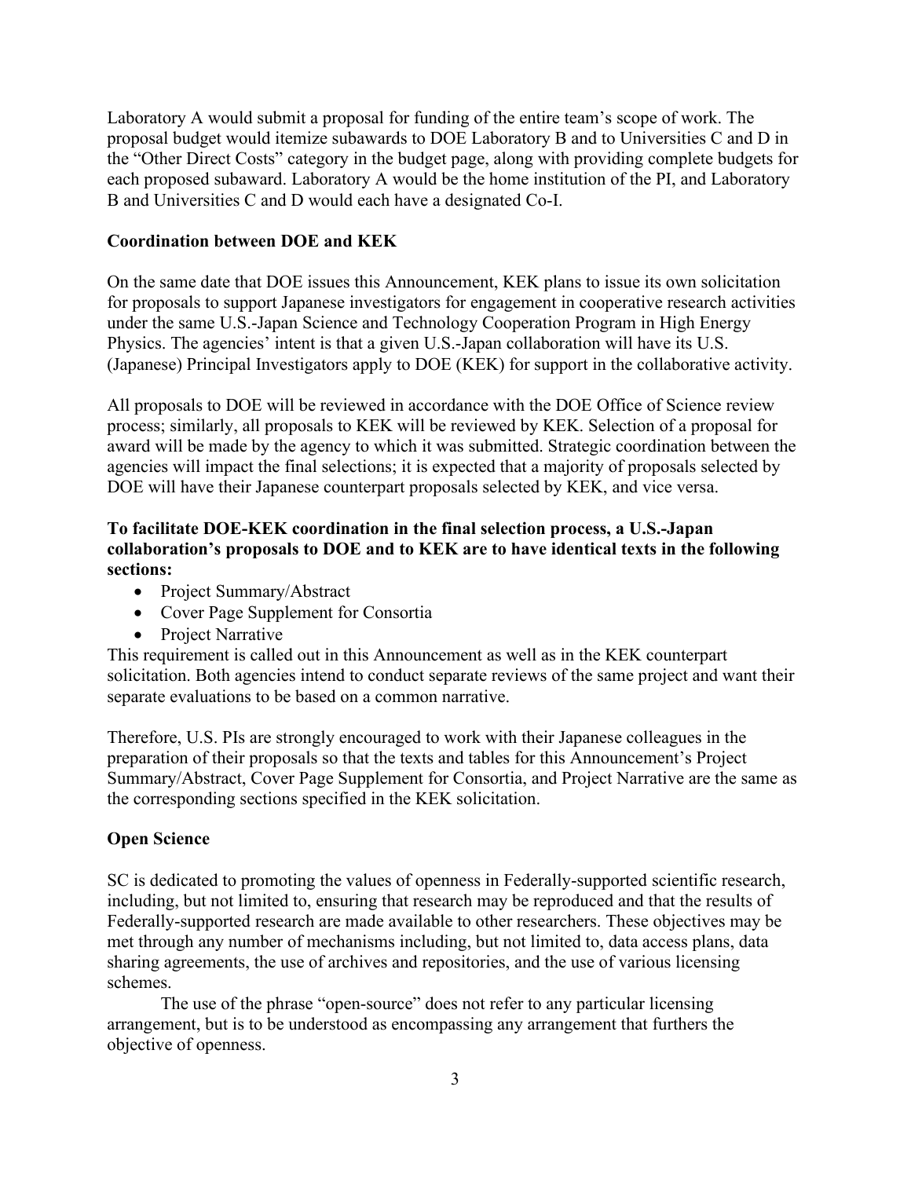Laboratory A would submit a proposal for funding of the entire team's scope of work. The proposal budget would itemize subawards to DOE Laboratory B and to Universities C and D in the "Other Direct Costs" category in the budget page, along with providing complete budgets for each proposed subaward. Laboratory A would be the home institution of the PI, and Laboratory B and Universities C and D would each have a designated Co-I.

**Coordination between DOE and KEK**

On the same date that DOE issues this Announcement, KEK plans to issue its own solicitation for proposals to support Japanese investigators for engagement in cooperative research activities under the same U.S.-Japan Science and Technology Cooperation Program in High Energy Physics. The agencies' intent is that a given U.S.-Japan collaboration will have its U.S. (Japanese) Principal Investigators apply to DOE (KEK) for support in the collaborative activity.

All proposals to DOE will be reviewed in accordance with the DOE Office of Science review process; similarly, all proposals to KEK will be reviewed by KEK. Selection of a proposal for award will be made by the agency to which it was submitted. Strategic coordination between the agencies will impact the final selections; it is expected that a majority of proposals selected by DOE will have their Japanese counterpart proposals selected by KEK, and vice versa.

**To facilitate DOE-KEK coordination in the final selection process, a U.S.-Japan collaboration's proposals to DOE and to KEK are to have identical texts in the following sections:**

- Project Summary/Abstract
- Cover Page Supplement for Consortia
- Project Narrative

This requirement is called out in this Announcement as well as in the KEK counterpart solicitation. Both agencies intend to conduct separate reviews of the same project and want their separate evaluations to be based on a common narrative.

Therefore, U.S. PIs are strongly encouraged to work with their Japanese colleagues in the preparation of their proposals so that the texts and tables for this Announcement's Project Summary/Abstract, Cover Page Supplement for Consortia, and Project Narrative are the same as the corresponding sections specified in the KEK solicitation.

**Open Science**

SC is dedicated to promoting the values of openness in Federally-supported scientific research, including, but not limited to, ensuring that research may be reproduced and that the results of Federally-supported research are made available to other researchers. These objectives may be met through any number of mechanisms including, but not limited to, data access plans, data sharing agreements, the use of archives and repositories, and the use of various licensing schemes.

The use of the phrase "open-source" does not refer to any particular licensing arrangement, but is to be understood as encompassing any arrangement that furthers the objective of openness.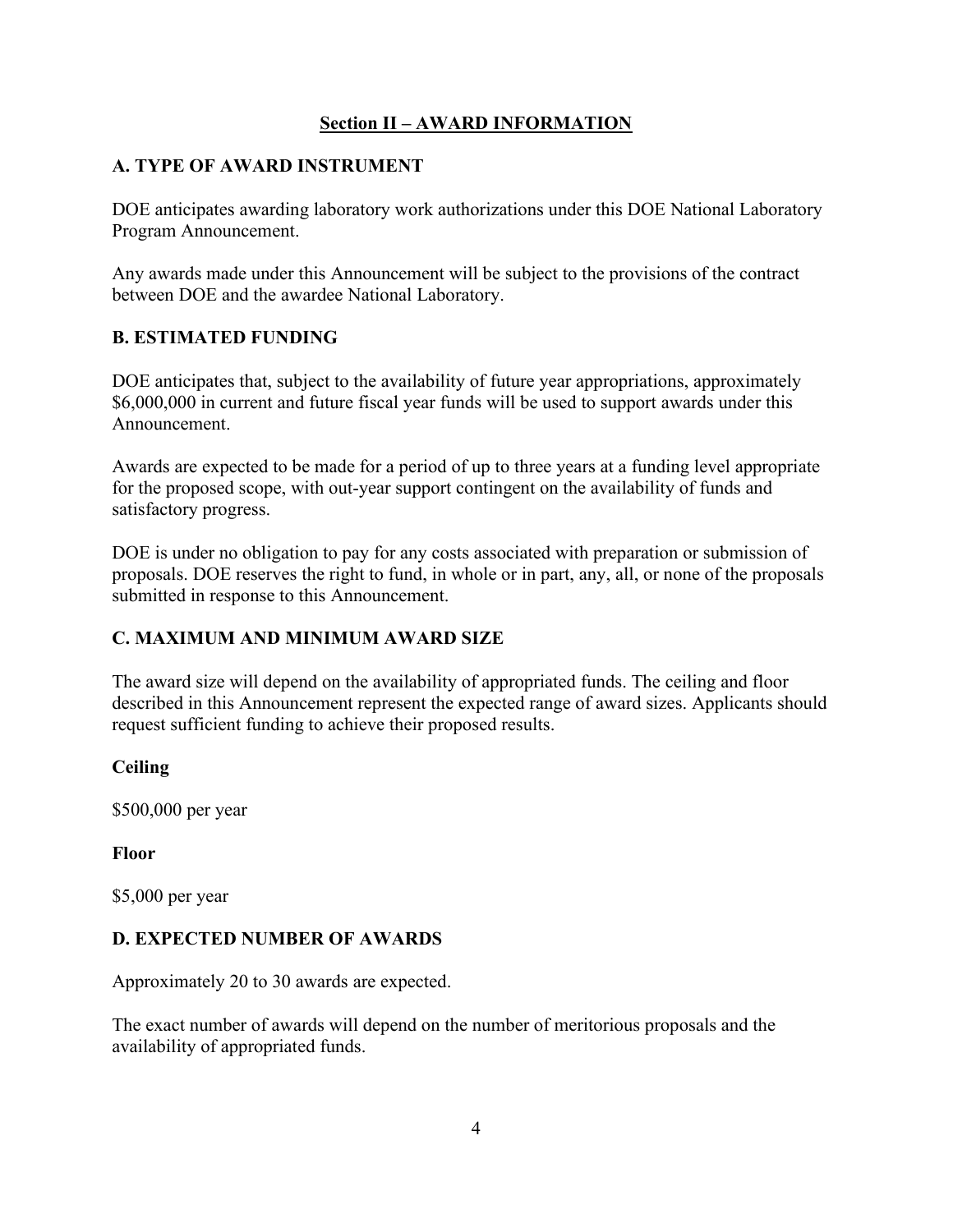## Section II – AWARD INFORMATION

### A. TYPE OF AWARD INSTRUMENT

DOE anticipates awarding laboratory work authorizations under this DOE National Laboratory Program Announcement.

Any awards made under this Announcement will be subject to the provisions of the contract between DOE and the awardee National Laboratory.

### B. ESTIMATED FUNDING

DOE anticipates that, subject to the availability of future year appropriations, approximately $6,000,000 in current and future fiscal year funds will be used to support awards under this Announcement.

Awards are expected to be made for a period of up to three years at a funding level appropriate for the proposed scope, with out-year support contingent on the availability of funds and satisfactory progress.

DOE is under no obligation to pay for any costs associated with preparation or submission of proposals. DOE reserves the right to fund, in whole or in part, any, all, or none of the proposals submitted in response to this Announcement.

### C. MAXIMUM AND MINIMUM AWARD SIZE

The award size will depend on the availability of appropriated funds. The ceiling and floor described in this Announcement represent the expected range of award sizes. Applicants should request sufficient funding to achieve their proposed results.

**Ceiling**

$500,000 per year

**Floor**

$5,000 per year

### D. EXPECTED NUMBER OF AWARDS

Approximately 20 to 30 awards are expected.

The exact number of awards will depend on the number of meritorious proposals and the availability of appropriated funds.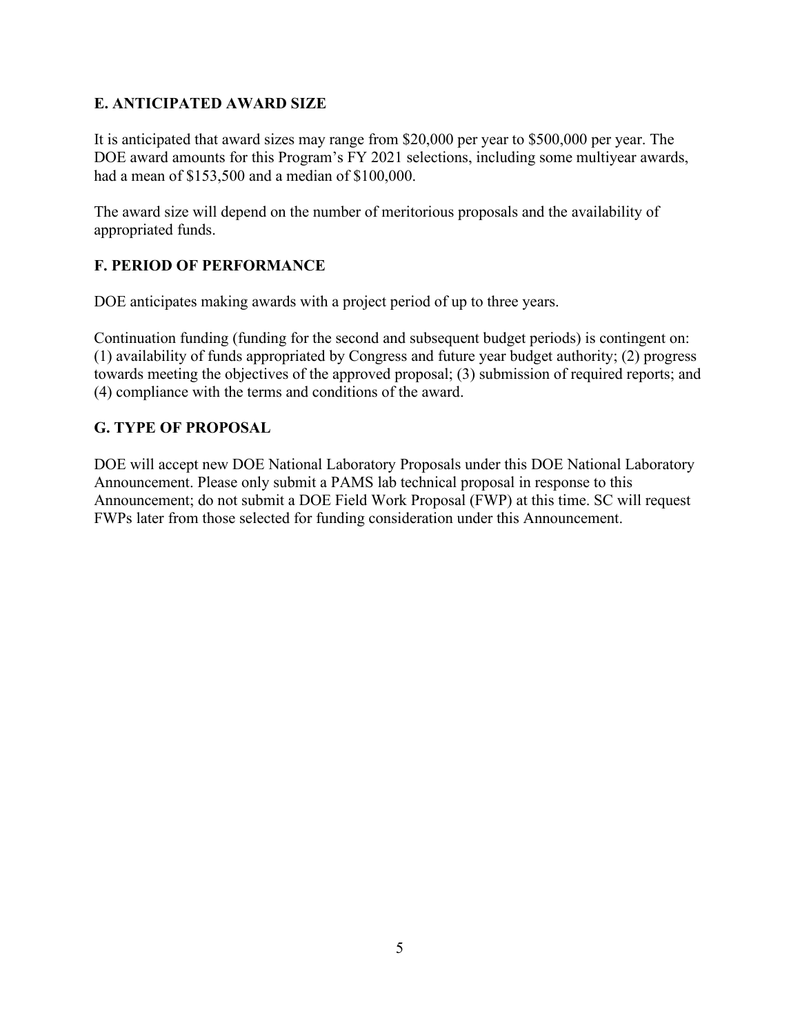## E. ANTICIPATED AWARD SIZE

It is anticipated that award sizes may range from $20,000 per year to $500,000 per year. The DOE award amounts for this Program's FY 2021 selections, including some multiyear awards, had a mean of $153,500 and a median of $100,000.

The award size will depend on the number of meritorious proposals and the availability of appropriated funds.

## F. PERIOD OF PERFORMANCE

DOE anticipates making awards with a project period of up to three years.

Continuation funding (funding for the second and subsequent budget periods) is contingent on: (1) availability of funds appropriated by Congress and future year budget authority; (2) progress towards meeting the objectives of the approved proposal; (3) submission of required reports; and (4) compliance with the terms and conditions of the award.

## G. TYPE OF PROPOSAL

DOE will accept new DOE National Laboratory Proposals under this DOE National Laboratory Announcement. Please only submit a PAMS lab technical proposal in response to this Announcement; do not submit a DOE Field Work Proposal (FWP) at this time. SC will request FWPs later from those selected for funding consideration under this Announcement.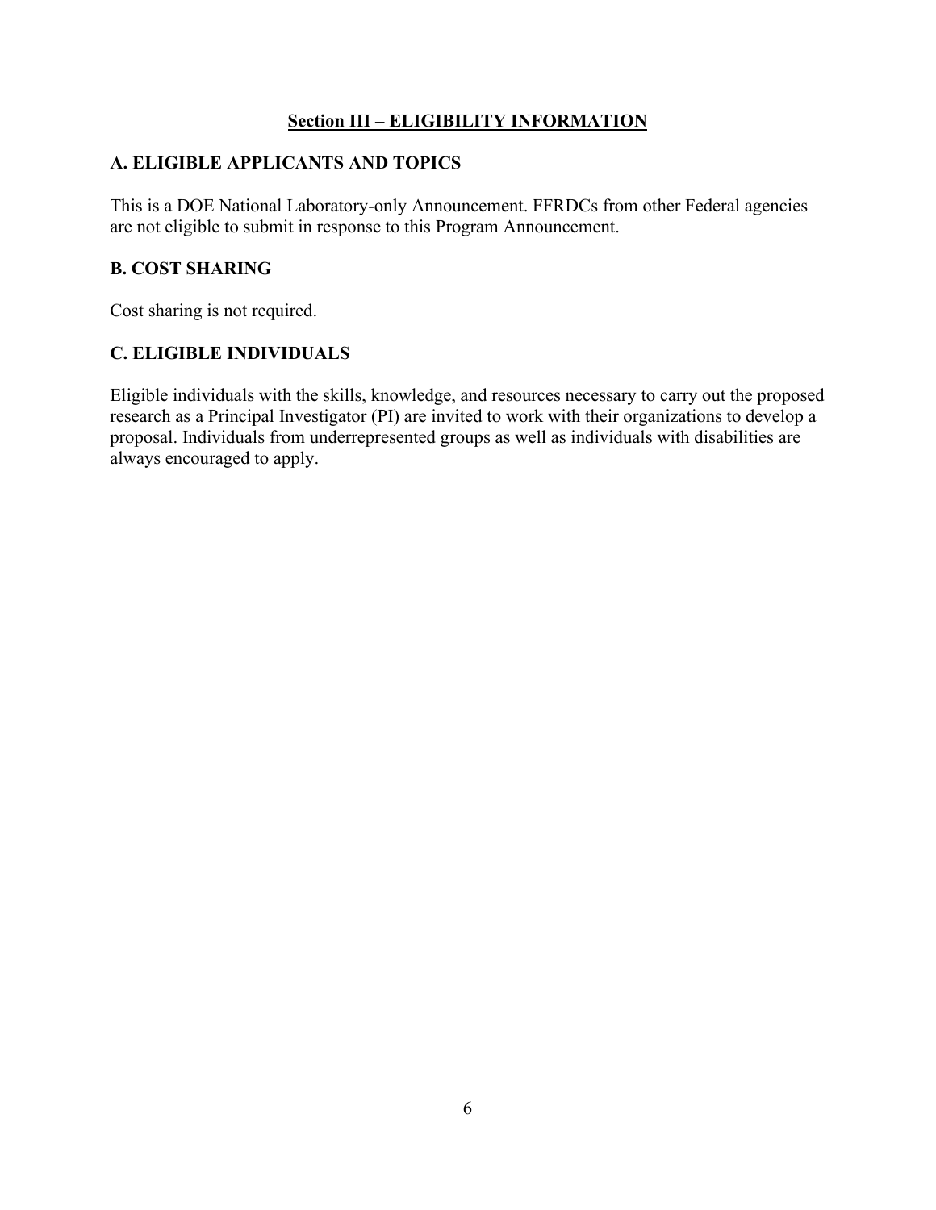## Section III – ELIGIBILITY INFORMATION

### A. ELIGIBLE APPLICANTS AND TOPICS

This is a DOE National Laboratory-only Announcement. FFRDCs from other Federal agencies are not eligible to submit in response to this Program Announcement.

### B. COST SHARING

Cost sharing is not required.

### C. ELIGIBLE INDIVIDUALS

Eligible individuals with the skills, knowledge, and resources necessary to carry out the proposed research as a Principal Investigator (PI) are invited to work with their organizations to develop a proposal. Individuals from underrepresented groups as well as individuals with disabilities are always encouraged to apply.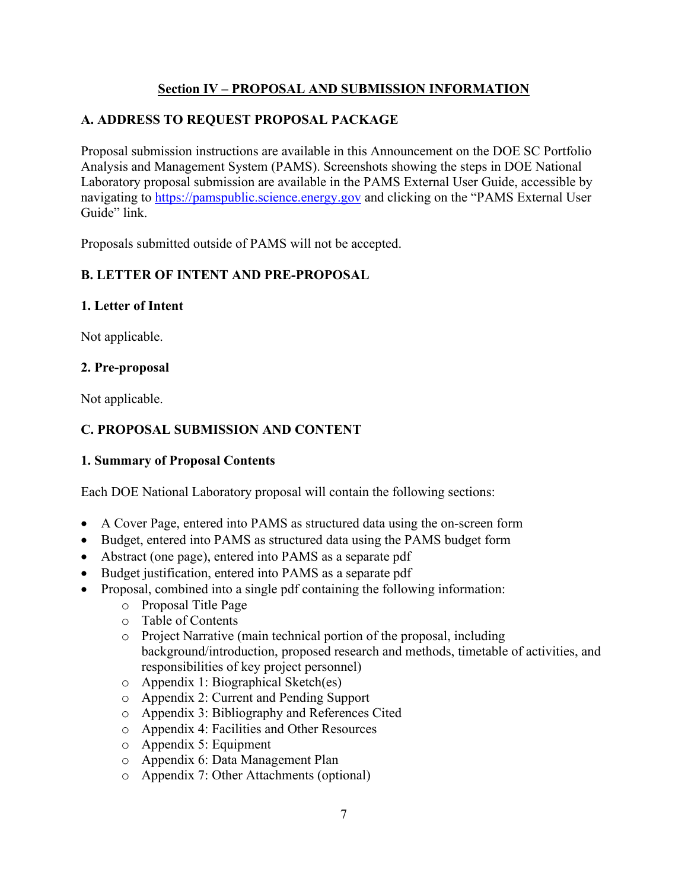## Section IV – PROPOSAL AND SUBMISSION INFORMATION

### A. ADDRESS TO REQUEST PROPOSAL PACKAGE

Proposal submission instructions are available in this Announcement on the DOE SC Portfolio Analysis and Management System (PAMS). Screenshots showing the steps in DOE National Laboratory proposal submission are available in the PAMS External User Guide, accessible by navigating to https://pamspublic.science.energy.gov and clicking on the "PAMS External User Guide" link.

Proposals submitted outside of PAMS will not be accepted.

### B. LETTER OF INTENT AND PRE-PROPOSAL

#### 1. Letter of Intent

Not applicable.

#### 2. Pre-proposal

Not applicable.

### C. PROPOSAL SUBMISSION AND CONTENT

#### 1. Summary of Proposal Contents

Each DOE National Laboratory proposal will contain the following sections:

- A Cover Page, entered into PAMS as structured data using the on-screen form
- Budget, entered into PAMS as structured data using the PAMS budget form
- Abstract (one page), entered into PAMS as a separate pdf
- Budget justification, entered into PAMS as a separate pdf
- Proposal, combined into a single pdf containing the following information:
    - Proposal Title Page
    - Table of Contents
    - Project Narrative (main technical portion of the proposal, including background/introduction, proposed research and methods, timetable of activities, and responsibilities of key project personnel)
    - Appendix 1: Biographical Sketch(es)
    - Appendix 2: Current and Pending Support
    - Appendix 3: Bibliography and References Cited
    - Appendix 4: Facilities and Other Resources
    - Appendix 5: Equipment
    - Appendix 6: Data Management Plan
    - Appendix 7: Other Attachments (optional)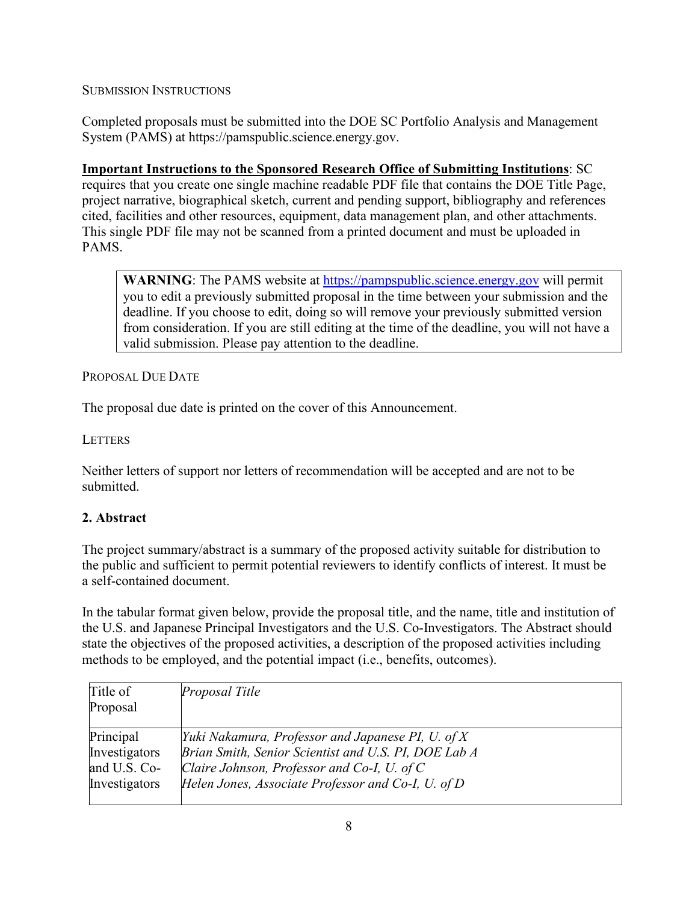SUBMISSION INSTRUCTIONS

Completed proposals must be submitted into the DOE SC Portfolio Analysis and Management System (PAMS) at https://pamspublic.science.energy.gov.

**Important Instructions to the Sponsored Research Office of Submitting Institutions**: SC requires that you create one single machine readable PDF file that contains the DOE Title Page, project narrative, biographical sketch, current and pending support, bibliography and references cited, facilities and other resources, equipment, data management plan, and other attachments. This single PDF file may not be scanned from a printed document and must be uploaded in PAMS.

> **WARNING**: The PAMS website at [https://pampspublic.science.energy.gov](https://pampspublic.science.energy.gov) will permit you to edit a previously submitted proposal in the time between your submission and the deadline. If you choose to edit, doing so will remove your previously submitted version from consideration. If you are still editing at the time of the deadline, you will not have a valid submission. Please pay attention to the deadline.

PROPOSAL DUE DATE

The proposal due date is printed on the cover of this Announcement.

LETTERS

Neither letters of support nor letters of recommendation will be accepted and are not to be submitted.

## 2. Abstract

The project summary/abstract is a summary of the proposed activity suitable for distribution to the public and sufficient to permit potential reviewers to identify conflicts of interest. It must be a self-contained document.

In the tabular format given below, provide the proposal title, and the name, title and institution of the U.S. and Japanese Principal Investigators and the U.S. Co-Investigators. The Abstract should state the objectives of the proposed activities, a description of the proposed activities including methods to be employed, and the potential impact (i.e., benefits, outcomes).

| | |
|---|---|
| Title of Proposal | *Proposal Title* |
| Principal Investigators and U.S. Co-Investigators | *Yuki Nakamura, Professor and Japanese PI, U. of X*<br>*Brian Smith, Senior Scientist and U.S. PI, DOE Lab A*<br>*Claire Johnson, Professor and Co-I, U. of C*<br>*Helen Jones, Associate Professor and Co-I, U. of D* |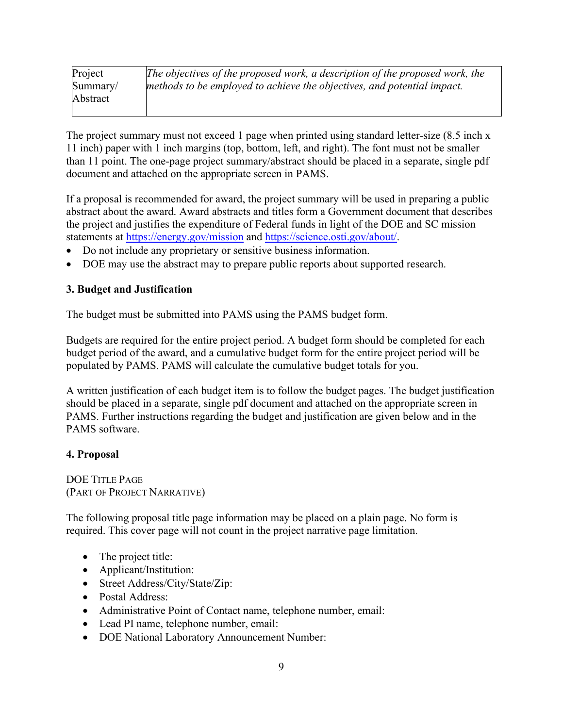| Project Summary/ Abstract | *The objectives of the proposed work, a description of the proposed work, the methods to be employed to achieve the objectives, and potential impact.* |
|---|---|

The project summary must not exceed 1 page when printed using standard letter-size (8.5 inch x 11 inch) paper with 1 inch margins (top, bottom, left, and right). The font must not be smaller than 11 point. The one-page project summary/abstract should be placed in a separate, single pdf document and attached on the appropriate screen in PAMS.

If a proposal is recommended for award, the project summary will be used in preparing a public abstract about the award. Award abstracts and titles form a Government document that describes the project and justifies the expenditure of Federal funds in light of the DOE and SC mission statements at https://energy.gov/mission and https://science.osti.gov/about/.

- Do not include any proprietary or sensitive business information.
- DOE may use the abstract may to prepare public reports about supported research.

**3. Budget and Justification**

The budget must be submitted into PAMS using the PAMS budget form.

Budgets are required for the entire project period. A budget form should be completed for each budget period of the award, and a cumulative budget form for the entire project period will be populated by PAMS. PAMS will calculate the cumulative budget totals for you.

A written justification of each budget item is to follow the budget pages. The budget justification should be placed in a separate, single pdf document and attached on the appropriate screen in PAMS. Further instructions regarding the budget and justification are given below and in the PAMS software.

**4. Proposal**

DOE TITLE PAGE
(PART OF PROJECT NARRATIVE)

The following proposal title page information may be placed on a plain page. No form is required. This cover page will not count in the project narrative page limitation.

- The project title:
- Applicant/Institution:
- Street Address/City/State/Zip:
- Postal Address:
- Administrative Point of Contact name, telephone number, email:
- Lead PI name, telephone number, email:
- DOE National Laboratory Announcement Number: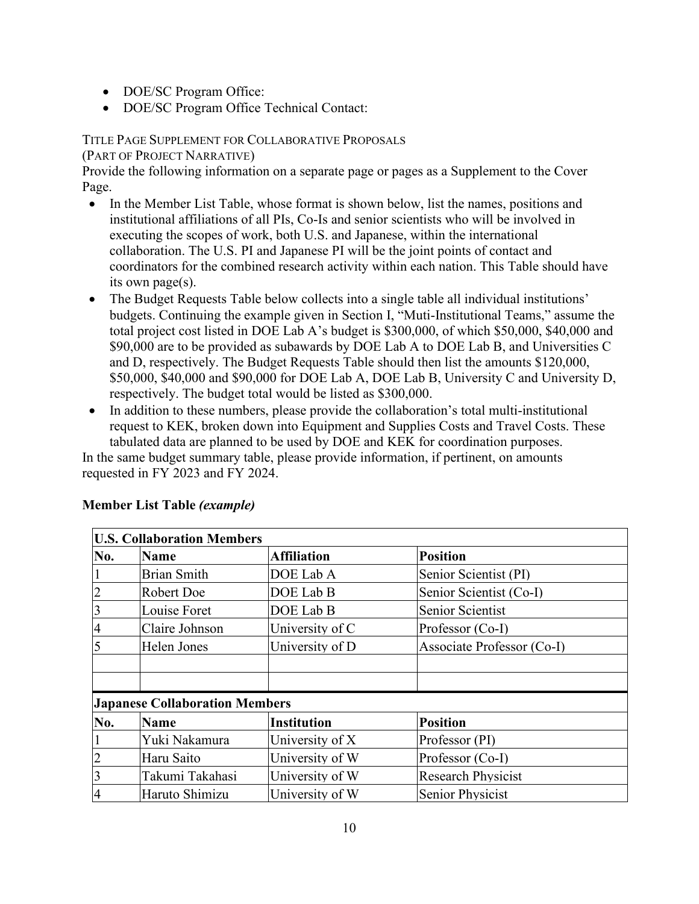- DOE/SC Program Office:
- DOE/SC Program Office Technical Contact:

TITLE PAGE SUPPLEMENT FOR COLLABORATIVE PROPOSALS
(PART OF PROJECT NARRATIVE)

Provide the following information on a separate page or pages as a Supplement to the Cover Page.

- In the Member List Table, whose format is shown below, list the names, positions and institutional affiliations of all PIs, Co-Is and senior scientists who will be involved in executing the scopes of work, both U.S. and Japanese, within the international collaboration. The U.S. PI and Japanese PI will be the joint points of contact and coordinators for the combined research activity within each nation. This Table should have its own page(s).
- The Budget Requests Table below collects into a single table all individual institutions' budgets. Continuing the example given in Section I, "Muti-Institutional Teams," assume the total project cost listed in DOE Lab A's budget is $300,000, of which $50,000, $40,000 and $90,000 are to be provided as subawards by DOE Lab A to DOE Lab B, and Universities C and D, respectively. The Budget Requests Table should then list the amounts $120,000, $50,000, $40,000 and $90,000 for DOE Lab A, DOE Lab B, University C and University D, respectively. The budget total would be listed as $300,000.
- In addition to these numbers, please provide the collaboration's total multi-institutional request to KEK, broken down into Equipment and Supplies Costs and Travel Costs. These tabulated data are planned to be used by DOE and KEK for coordination purposes.

In the same budget summary table, please provide information, if pertinent, on amounts requested in FY 2023 and FY 2024.

**Member List Table *(example)***

| **U.S. Collaboration Members** | | | |
|---|---|---|---|
| **No.** | **Name** | **Affiliation** | **Position** |
| 1 | Brian Smith | DOE Lab A | Senior Scientist (PI) |
| 2 | Robert Doe | DOE Lab B | Senior Scientist (Co-I) |
| 3 | Louise Foret | DOE Lab B | Senior Scientist |
| 4 | Claire Johnson | University of C | Professor (Co-I) |
| 5 | Helen Jones | University of D | Associate Professor (Co-I) |
| | | | |
| | | | |
| **Japanese Collaboration Members** | | | |
| **No.** | **Name** | **Institution** | **Position** |
| 1 | Yuki Nakamura | University of X | Professor (PI) |
| 2 | Haru Saito | University of W | Professor (Co-I) |
| 3 | Takumi Takahasi | University of W | Research Physicist |
| 4 | Haruto Shimizu | University of W | Senior Physicist |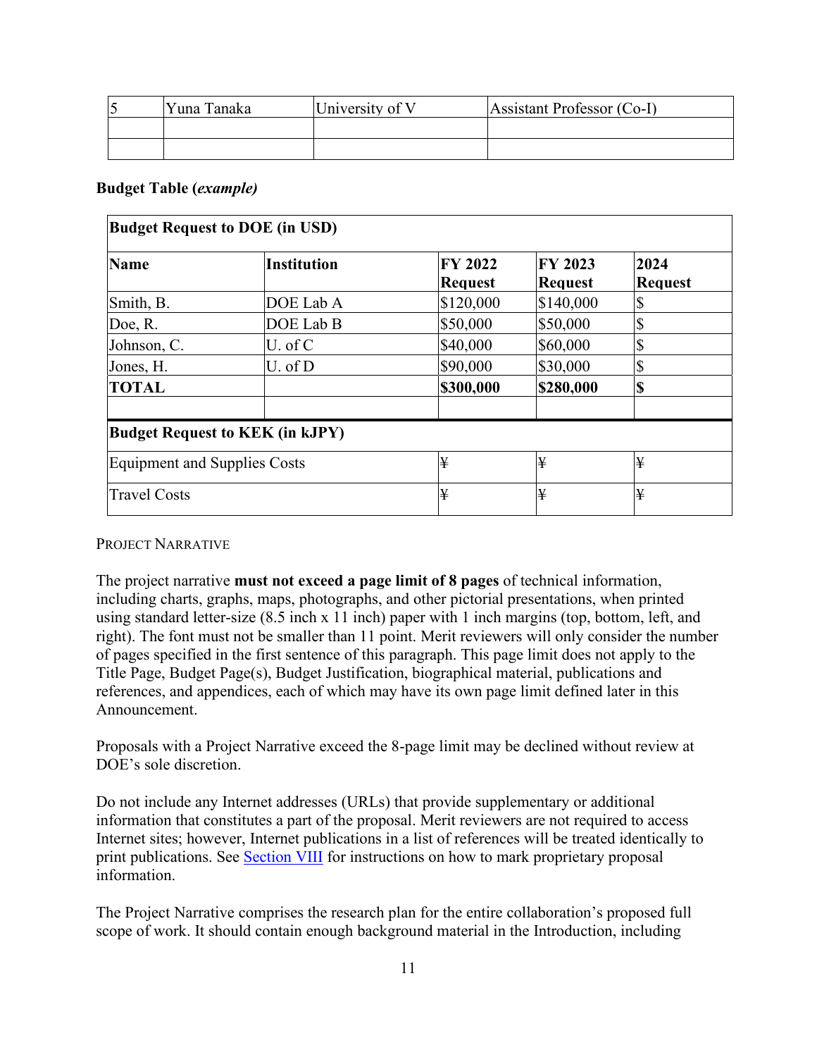| 5 | Yuna Tanaka | University of V | Assistant Professor (Co-I) |
|---|---|---|---|
| | | | |
| | | | |

**Budget Table (*example)***

| **Budget Request to DOE (in USD)** | | | | |
|---|---|---|---|---|
| **Name** | **Institution** | **FY 2022 Request** | **FY 2023 Request** | **2024 Request** |
| Smith, B. | DOE Lab A | $120,000 | $140,000 | $ |
| Doe, R. | DOE Lab B | $50,000 | $50,000 | $ |
| Johnson, C. | U. of C | $40,000 | $60,000 | $ |
| Jones, H. | U. of D | $90,000 | $30,000 | $ |
| **TOTAL** | | **$300,000** | **$280,000** | **$** |
| | | | | |
| **Budget Request to KEK (in kJPY)** | | | | |
| Equipment and Supplies Costs | | ¥ | ¥ | ¥ |
| Travel Costs | | ¥ | ¥ | ¥ |

PROJECT NARRATIVE

The project narrative **must not exceed a page limit of 8 pages** of technical information, including charts, graphs, maps, photographs, and other pictorial presentations, when printed using standard letter-size (8.5 inch x 11 inch) paper with 1 inch margins (top, bottom, left, and right). The font must not be smaller than 11 point. Merit reviewers will only consider the number of pages specified in the first sentence of this paragraph. This page limit does not apply to the Title Page, Budget Page(s), Budget Justification, biographical material, publications and references, and appendices, each of which may have its own page limit defined later in this Announcement.

Proposals with a Project Narrative exceed the 8-page limit may be declined without review at DOE's sole discretion.

Do not include any Internet addresses (URLs) that provide supplementary or additional information that constitutes a part of the proposal. Merit reviewers are not required to access Internet sites; however, Internet publications in a list of references will be treated identically to print publications. See Section VIII for instructions on how to mark proprietary proposal information.

The Project Narrative comprises the research plan for the entire collaboration's proposed full scope of work. It should contain enough background material in the Introduction, including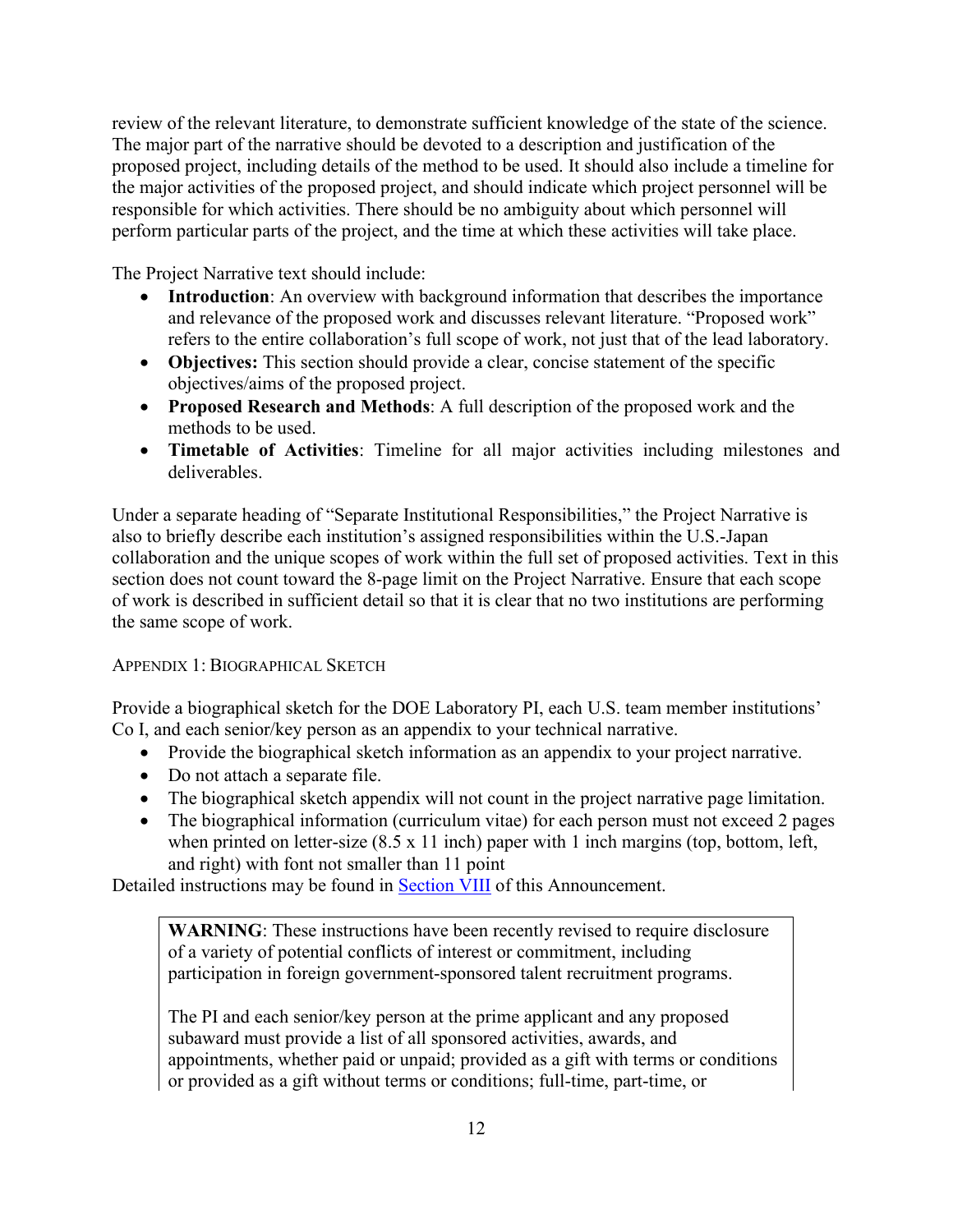review of the relevant literature, to demonstrate sufficient knowledge of the state of the science. The major part of the narrative should be devoted to a description and justification of the proposed project, including details of the method to be used. It should also include a timeline for the major activities of the proposed project, and should indicate which project personnel will be responsible for which activities. There should be no ambiguity about which personnel will perform particular parts of the project, and the time at which these activities will take place.

The Project Narrative text should include:

- **Introduction**: An overview with background information that describes the importance and relevance of the proposed work and discusses relevant literature. "Proposed work" refers to the entire collaboration's full scope of work, not just that of the lead laboratory.
- **Objectives:** This section should provide a clear, concise statement of the specific objectives/aims of the proposed project.
- **Proposed Research and Methods**: A full description of the proposed work and the methods to be used.
- **Timetable of Activities**: Timeline for all major activities including milestones and deliverables.

Under a separate heading of "Separate Institutional Responsibilities," the Project Narrative is also to briefly describe each institution's assigned responsibilities within the U.S.-Japan collaboration and the unique scopes of work within the full set of proposed activities. Text in this section does not count toward the 8-page limit on the Project Narrative. Ensure that each scope of work is described in sufficient detail so that it is clear that no two institutions are performing the same scope of work.

### APPENDIX 1: BIOGRAPHICAL SKETCH

Provide a biographical sketch for the DOE Laboratory PI, each U.S. team member institutions' Co I, and each senior/key person as an appendix to your technical narrative.

- Provide the biographical sketch information as an appendix to your project narrative.
- Do not attach a separate file.
- The biographical sketch appendix will not count in the project narrative page limitation.
- The biographical information (curriculum vitae) for each person must not exceed 2 pages when printed on letter-size (8.5 x 11 inch) paper with 1 inch margins (top, bottom, left, and right) with font not smaller than 11 point

Detailed instructions may be found in Section VIII of this Announcement.

> **WARNING**: These instructions have been recently revised to require disclosure of a variety of potential conflicts of interest or commitment, including participation in foreign government-sponsored talent recruitment programs.
>
> The PI and each senior/key person at the prime applicant and any proposed subaward must provide a list of all sponsored activities, awards, and appointments, whether paid or unpaid; provided as a gift with terms or conditions or provided as a gift without terms or conditions; full-time, part-time, or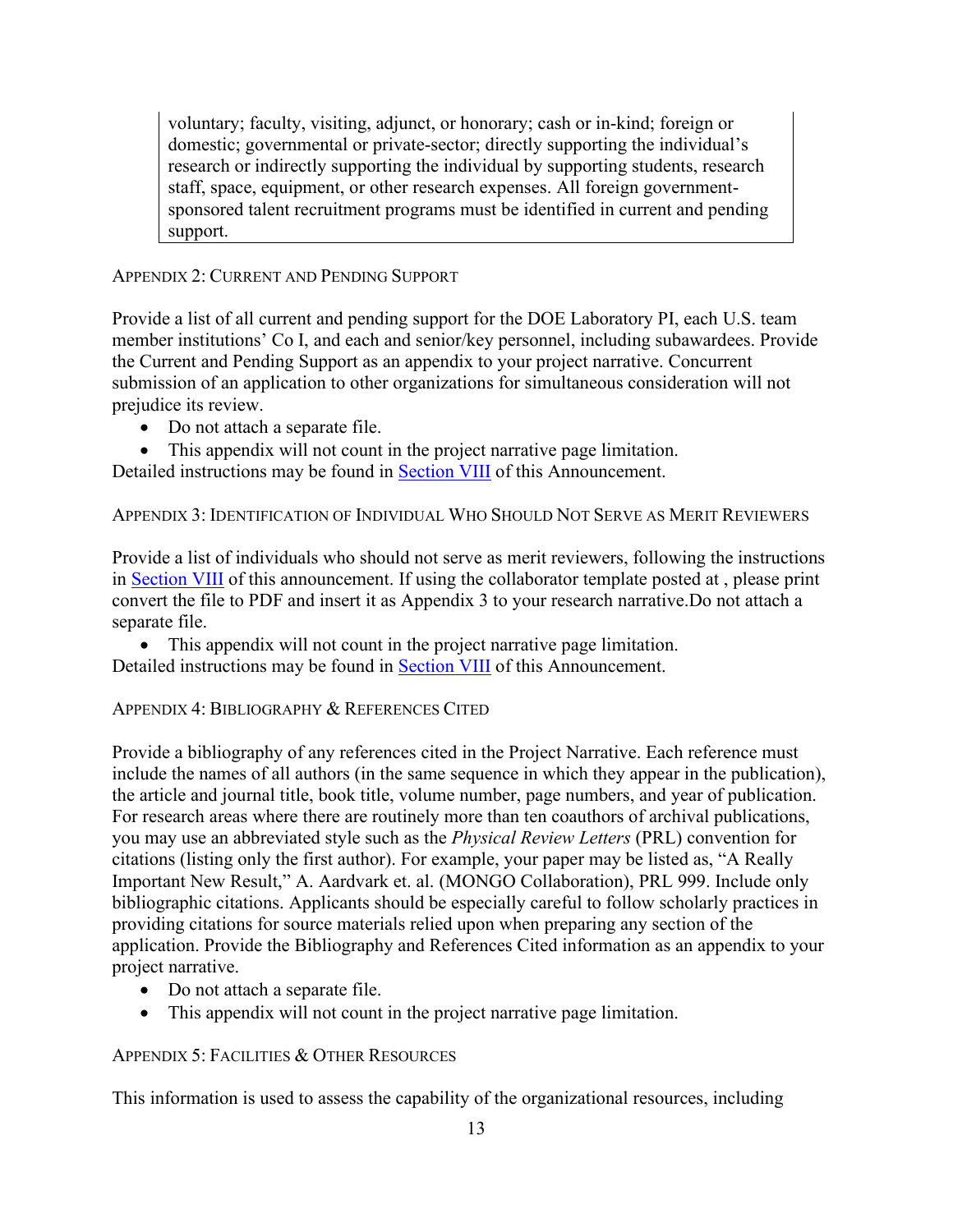voluntary; faculty, visiting, adjunct, or honorary; cash or in-kind; foreign or domestic; governmental or private-sector; directly supporting the individual's research or indirectly supporting the individual by supporting students, research staff, space, equipment, or other research expenses. All foreign government-sponsored talent recruitment programs must be identified in current and pending support.

APPENDIX 2: CURRENT AND PENDING SUPPORT

Provide a list of all current and pending support for the DOE Laboratory PI, each U.S. team member institutions' Co I, and each and senior/key personnel, including subawardees. Provide the Current and Pending Support as an appendix to your project narrative. Concurrent submission of an application to other organizations for simultaneous consideration will not prejudice its review.

- Do not attach a separate file.
- This appendix will not count in the project narrative page limitation.

Detailed instructions may be found in Section VIII of this Announcement.

APPENDIX 3: IDENTIFICATION OF INDIVIDUAL WHO SHOULD NOT SERVE AS MERIT REVIEWERS

Provide a list of individuals who should not serve as merit reviewers, following the instructions in Section VIII of this announcement. If using the collaborator template posted at , please print convert the file to PDF and insert it as Appendix 3 to your research narrative.Do not attach a separate file.

- This appendix will not count in the project narrative page limitation.

Detailed instructions may be found in Section VIII of this Announcement.

APPENDIX 4: BIBLIOGRAPHY & REFERENCES CITED

Provide a bibliography of any references cited in the Project Narrative. Each reference must include the names of all authors (in the same sequence in which they appear in the publication), the article and journal title, book title, volume number, page numbers, and year of publication. For research areas where there are routinely more than ten coauthors of archival publications, you may use an abbreviated style such as the *Physical Review Letters* (PRL) convention for citations (listing only the first author). For example, your paper may be listed as, "A Really Important New Result," A. Aardvark et. al. (MONGO Collaboration), PRL 999. Include only bibliographic citations. Applicants should be especially careful to follow scholarly practices in providing citations for source materials relied upon when preparing any section of the application. Provide the Bibliography and References Cited information as an appendix to your project narrative.

- Do not attach a separate file.
- This appendix will not count in the project narrative page limitation.

APPENDIX 5: FACILITIES & OTHER RESOURCES

This information is used to assess the capability of the organizational resources, including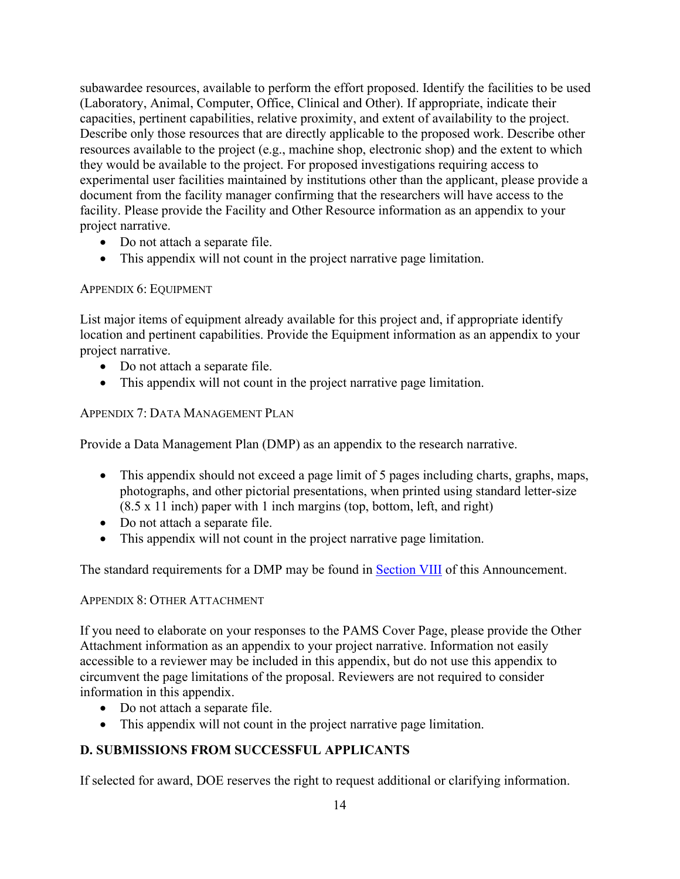subawardee resources, available to perform the effort proposed. Identify the facilities to be used (Laboratory, Animal, Computer, Office, Clinical and Other). If appropriate, indicate their capacities, pertinent capabilities, relative proximity, and extent of availability to the project. Describe only those resources that are directly applicable to the proposed work. Describe other resources available to the project (e.g., machine shop, electronic shop) and the extent to which they would be available to the project. For proposed investigations requiring access to experimental user facilities maintained by institutions other than the applicant, please provide a document from the facility manager confirming that the researchers will have access to the facility. Please provide the Facility and Other Resource information as an appendix to your project narrative.

- Do not attach a separate file.
- This appendix will not count in the project narrative page limitation.

### Appendix 6: Equipment

List major items of equipment already available for this project and, if appropriate identify location and pertinent capabilities. Provide the Equipment information as an appendix to your project narrative.

- Do not attach a separate file.
- This appendix will not count in the project narrative page limitation.

### Appendix 7: Data Management Plan

Provide a Data Management Plan (DMP) as an appendix to the research narrative.

- This appendix should not exceed a page limit of 5 pages including charts, graphs, maps, photographs, and other pictorial presentations, when printed using standard letter-size (8.5 x 11 inch) paper with 1 inch margins (top, bottom, left, and right)
- Do not attach a separate file.
- This appendix will not count in the project narrative page limitation.

The standard requirements for a DMP may be found in Section VIII of this Announcement.

### Appendix 8: Other Attachment

If you need to elaborate on your responses to the PAMS Cover Page, please provide the Other Attachment information as an appendix to your project narrative. Information not easily accessible to a reviewer may be included in this appendix, but do not use this appendix to circumvent the page limitations of the proposal. Reviewers are not required to consider information in this appendix.

- Do not attach a separate file.
- This appendix will not count in the project narrative page limitation.

## D. SUBMISSIONS FROM SUCCESSFUL APPLICANTS

If selected for award, DOE reserves the right to request additional or clarifying information.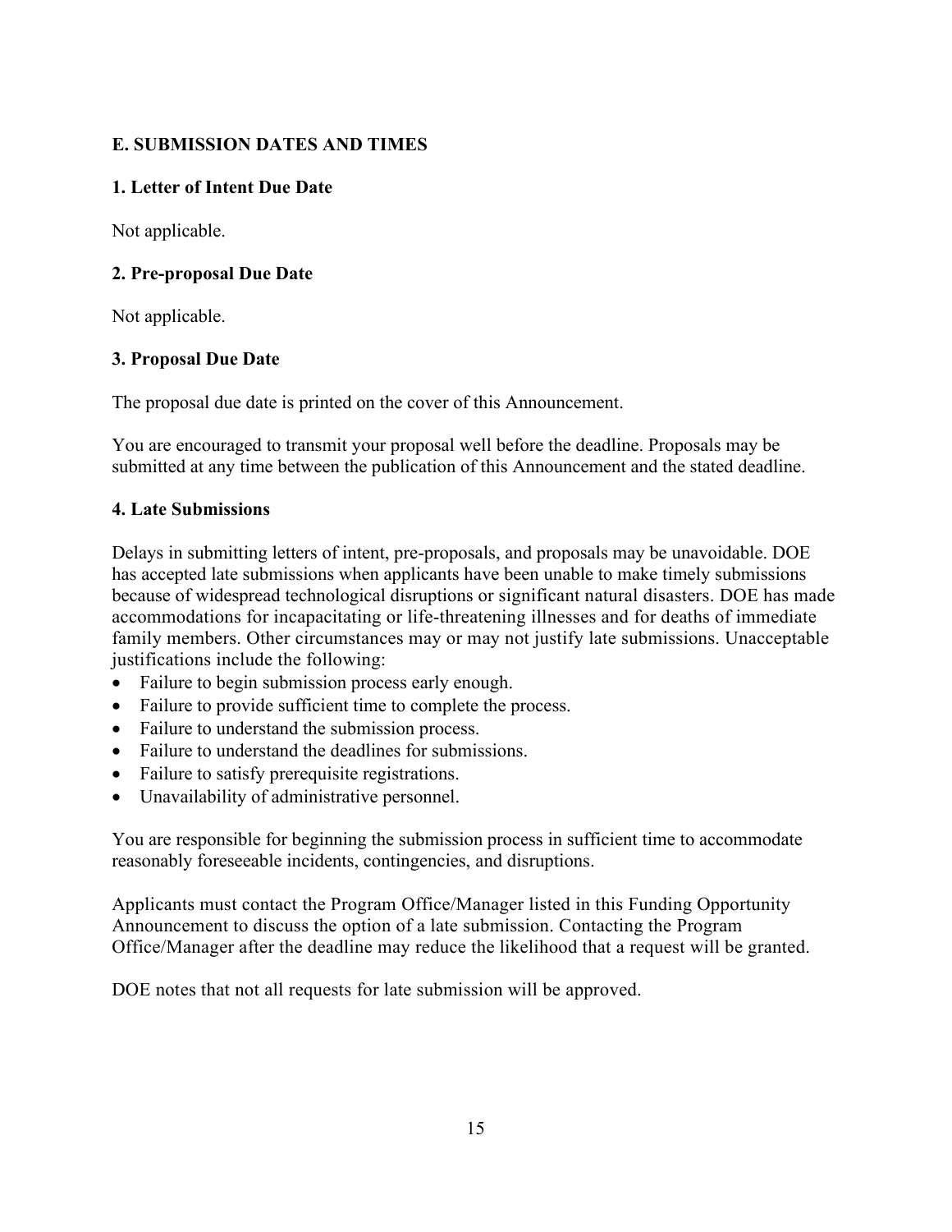## E. SUBMISSION DATES AND TIMES

### 1. Letter of Intent Due Date

Not applicable.

### 2. Pre-proposal Due Date

Not applicable.

### 3. Proposal Due Date

The proposal due date is printed on the cover of this Announcement.

You are encouraged to transmit your proposal well before the deadline. Proposals may be submitted at any time between the publication of this Announcement and the stated deadline.

### 4. Late Submissions

Delays in submitting letters of intent, pre-proposals, and proposals may be unavoidable. DOE has accepted late submissions when applicants have been unable to make timely submissions because of widespread technological disruptions or significant natural disasters. DOE has made accommodations for incapacitating or life-threatening illnesses and for deaths of immediate family members. Other circumstances may or may not justify late submissions. Unacceptable justifications include the following:

- Failure to begin submission process early enough.
- Failure to provide sufficient time to complete the process.
- Failure to understand the submission process.
- Failure to understand the deadlines for submissions.
- Failure to satisfy prerequisite registrations.
- Unavailability of administrative personnel.

You are responsible for beginning the submission process in sufficient time to accommodate reasonably foreseeable incidents, contingencies, and disruptions.

Applicants must contact the Program Office/Manager listed in this Funding Opportunity Announcement to discuss the option of a late submission. Contacting the Program Office/Manager after the deadline may reduce the likelihood that a request will be granted.

DOE notes that not all requests for late submission will be approved.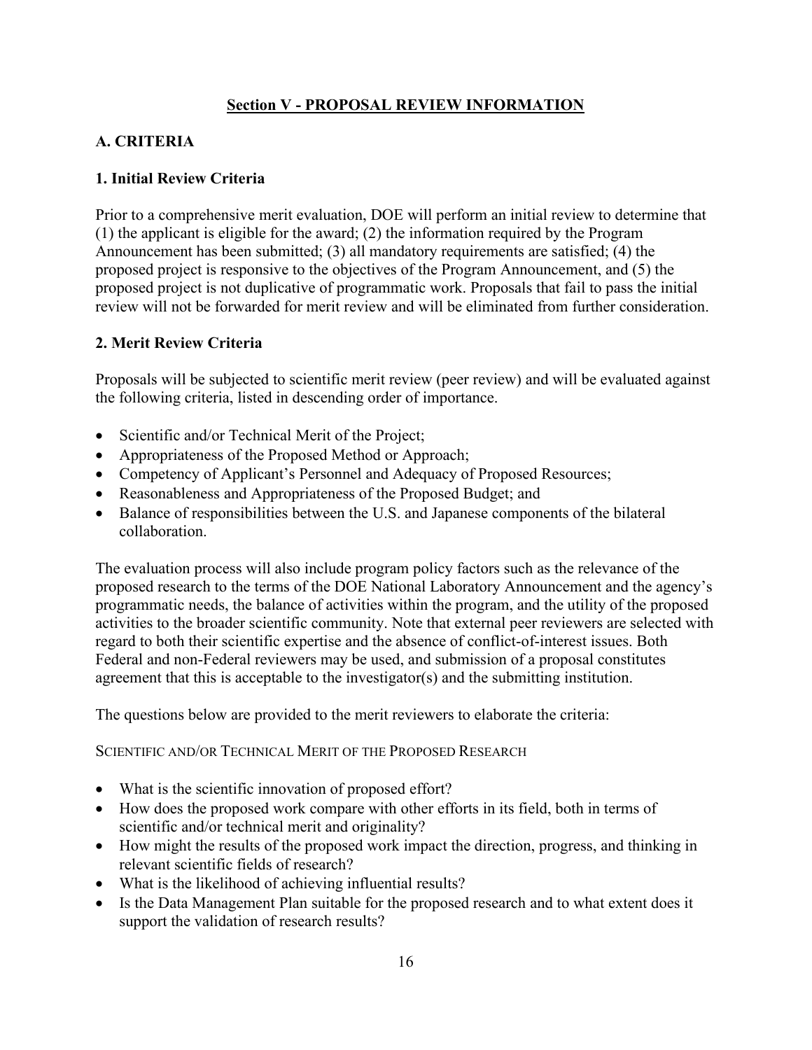## Section V - PROPOSAL REVIEW INFORMATION

### A. CRITERIA

#### 1. Initial Review Criteria

Prior to a comprehensive merit evaluation, DOE will perform an initial review to determine that (1) the applicant is eligible for the award; (2) the information required by the Program Announcement has been submitted; (3) all mandatory requirements are satisfied; (4) the proposed project is responsive to the objectives of the Program Announcement, and (5) the proposed project is not duplicative of programmatic work. Proposals that fail to pass the initial review will not be forwarded for merit review and will be eliminated from further consideration.

#### 2. Merit Review Criteria

Proposals will be subjected to scientific merit review (peer review) and will be evaluated against the following criteria, listed in descending order of importance.

- Scientific and/or Technical Merit of the Project;
- Appropriateness of the Proposed Method or Approach;
- Competency of Applicant's Personnel and Adequacy of Proposed Resources;
- Reasonableness and Appropriateness of the Proposed Budget; and
- Balance of responsibilities between the U.S. and Japanese components of the bilateral collaboration.

The evaluation process will also include program policy factors such as the relevance of the proposed research to the terms of the DOE National Laboratory Announcement and the agency's programmatic needs, the balance of activities within the program, and the utility of the proposed activities to the broader scientific community. Note that external peer reviewers are selected with regard to both their scientific expertise and the absence of conflict-of-interest issues. Both Federal and non-Federal reviewers may be used, and submission of a proposal constitutes agreement that this is acceptable to the investigator(s) and the submitting institution.

The questions below are provided to the merit reviewers to elaborate the criteria:

SCIENTIFIC AND/OR TECHNICAL MERIT OF THE PROPOSED RESEARCH

- What is the scientific innovation of proposed effort?
- How does the proposed work compare with other efforts in its field, both in terms of scientific and/or technical merit and originality?
- How might the results of the proposed work impact the direction, progress, and thinking in relevant scientific fields of research?
- What is the likelihood of achieving influential results?
- Is the Data Management Plan suitable for the proposed research and to what extent does it support the validation of research results?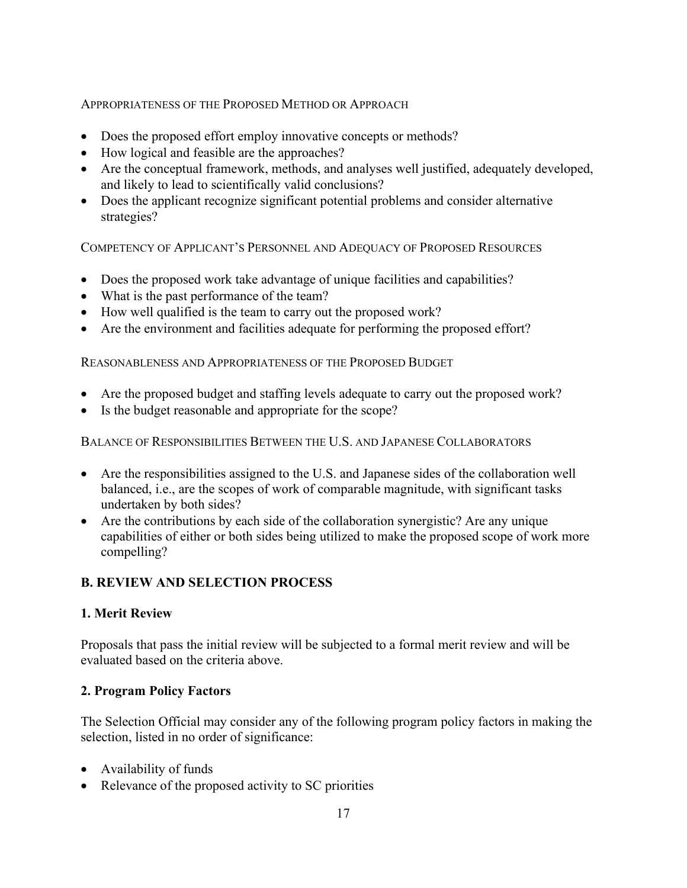Appropriateness of the Proposed Method or Approach

- Does the proposed effort employ innovative concepts or methods?
- How logical and feasible are the approaches?
- Are the conceptual framework, methods, and analyses well justified, adequately developed, and likely to lead to scientifically valid conclusions?
- Does the applicant recognize significant potential problems and consider alternative strategies?

Competency of Applicant's Personnel and Adequacy of Proposed Resources

- Does the proposed work take advantage of unique facilities and capabilities?
- What is the past performance of the team?
- How well qualified is the team to carry out the proposed work?
- Are the environment and facilities adequate for performing the proposed effort?

Reasonableness and Appropriateness of the Proposed Budget

- Are the proposed budget and staffing levels adequate to carry out the proposed work?
- Is the budget reasonable and appropriate for the scope?

Balance of Responsibilities Between the U.S. and Japanese Collaborators

- Are the responsibilities assigned to the U.S. and Japanese sides of the collaboration well balanced, i.e., are the scopes of work of comparable magnitude, with significant tasks undertaken by both sides?
- Are the contributions by each side of the collaboration synergistic? Are any unique capabilities of either or both sides being utilized to make the proposed scope of work more compelling?

## B. REVIEW AND SELECTION PROCESS

### 1. Merit Review

Proposals that pass the initial review will be subjected to a formal merit review and will be evaluated based on the criteria above.

### 2. Program Policy Factors

The Selection Official may consider any of the following program policy factors in making the selection, listed in no order of significance:

- Availability of funds
- Relevance of the proposed activity to SC priorities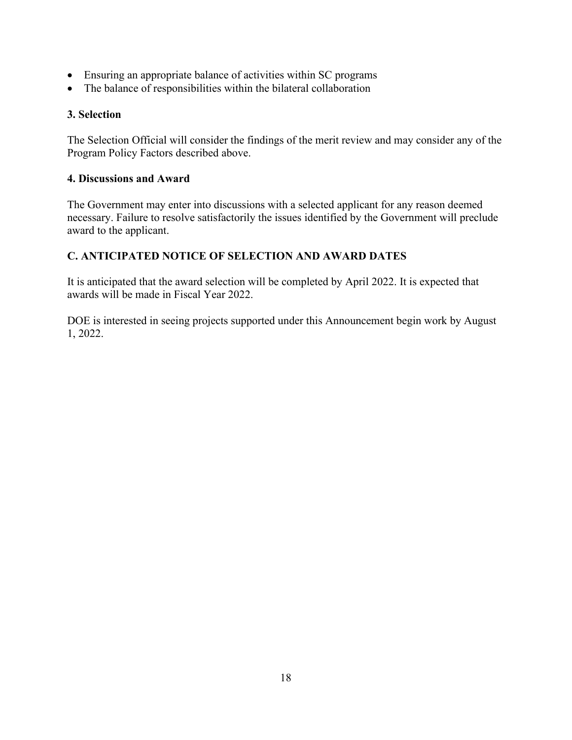- Ensuring an appropriate balance of activities within SC programs
- The balance of responsibilities within the bilateral collaboration

### 3. Selection

The Selection Official will consider the findings of the merit review and may consider any of the Program Policy Factors described above.

### 4. Discussions and Award

The Government may enter into discussions with a selected applicant for any reason deemed necessary. Failure to resolve satisfactorily the issues identified by the Government will preclude award to the applicant.

## C. ANTICIPATED NOTICE OF SELECTION AND AWARD DATES

It is anticipated that the award selection will be completed by April 2022. It is expected that awards will be made in Fiscal Year 2022.

DOE is interested in seeing projects supported under this Announcement begin work by August 1, 2022.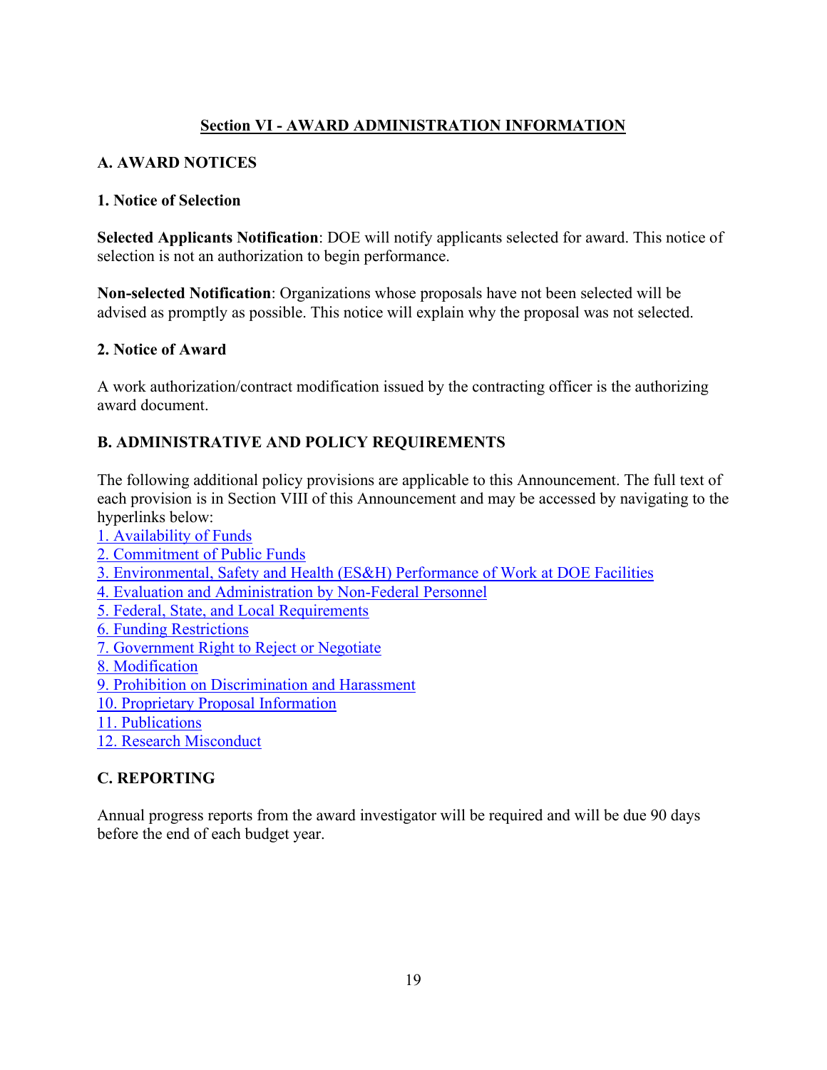## Section VI - AWARD ADMINISTRATION INFORMATION

### A. AWARD NOTICES

#### 1. Notice of Selection

**Selected Applicants Notification**: DOE will notify applicants selected for award. This notice of selection is not an authorization to begin performance.

**Non-selected Notification**: Organizations whose proposals have not been selected will be advised as promptly as possible. This notice will explain why the proposal was not selected.

#### 2. Notice of Award

A work authorization/contract modification issued by the contracting officer is the authorizing award document.

### B. ADMINISTRATIVE AND POLICY REQUIREMENTS

The following additional policy provisions are applicable to this Announcement. The full text of each provision is in Section VIII of this Announcement and may be accessed by navigating to the hyperlinks below:

1. Availability of Funds
2. Commitment of Public Funds
3. Environmental, Safety and Health (ES&H) Performance of Work at DOE Facilities
4. Evaluation and Administration by Non-Federal Personnel
5. Federal, State, and Local Requirements
6. Funding Restrictions
7. Government Right to Reject or Negotiate
8. Modification
9. Prohibition on Discrimination and Harassment
10. Proprietary Proposal Information
11. Publications
12. Research Misconduct

### C. REPORTING

Annual progress reports from the award investigator will be required and will be due 90 days before the end of each budget year.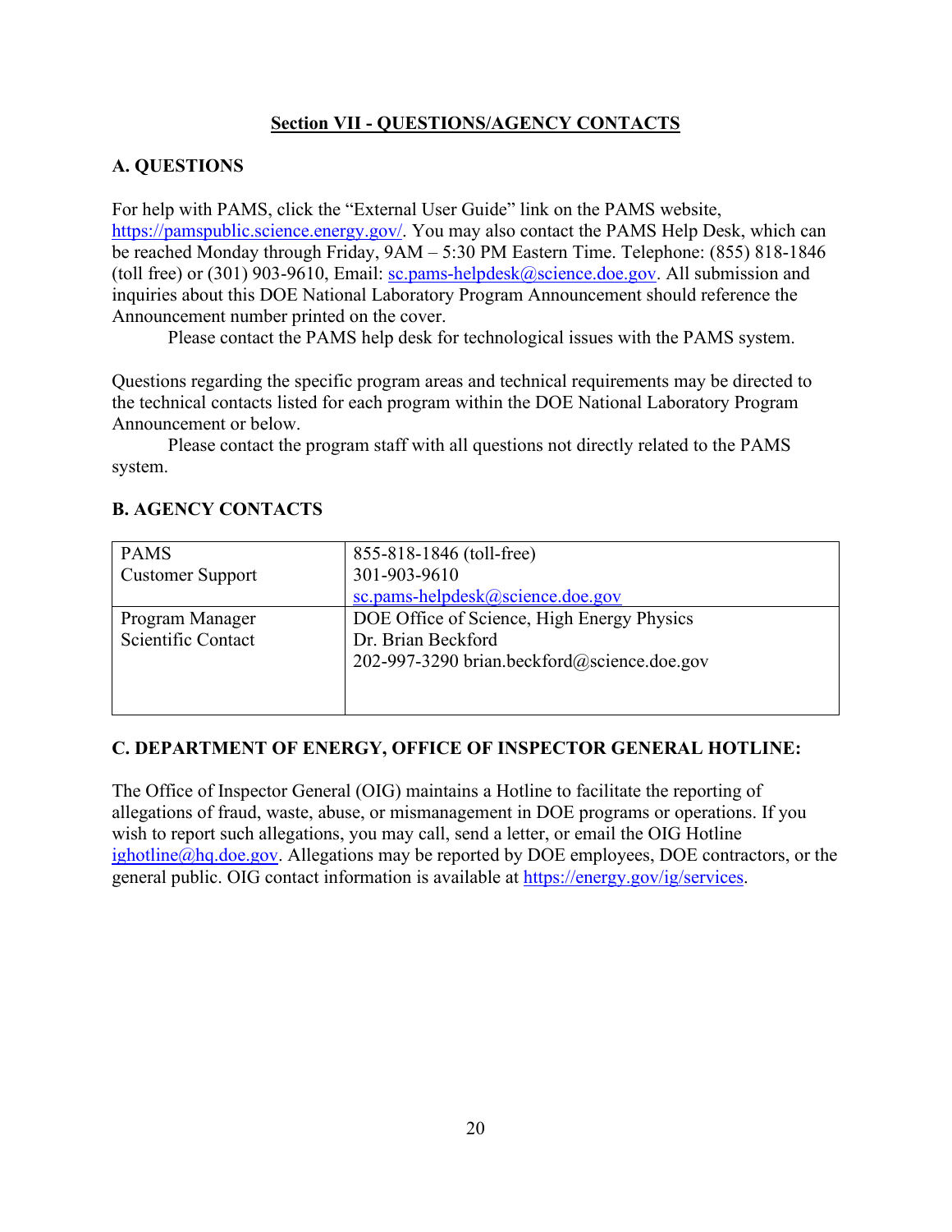## Section VII - QUESTIONS/AGENCY CONTACTS

### A. QUESTIONS

For help with PAMS, click the "External User Guide" link on the PAMS website, https://pamspublic.science.energy.gov/. You may also contact the PAMS Help Desk, which can be reached Monday through Friday, 9AM – 5:30 PM Eastern Time. Telephone: (855) 818-1846 (toll free) or (301) 903-9610, Email: sc.pams-helpdesk@science.doe.gov. All submission and inquiries about this DOE National Laboratory Program Announcement should reference the Announcement number printed on the cover.

Please contact the PAMS help desk for technological issues with the PAMS system.

Questions regarding the specific program areas and technical requirements may be directed to the technical contacts listed for each program within the DOE National Laboratory Program Announcement or below.

Please contact the program staff with all questions not directly related to the PAMS system.

### B. AGENCY CONTACTS

| | |
|---|---|
| PAMS<br>Customer Support | 855-818-1846 (toll-free)<br>301-903-9610<br>sc.pams-helpdesk@science.doe.gov |
| Program Manager<br>Scientific Contact | DOE Office of Science, High Energy Physics<br>Dr. Brian Beckford<br>202-997-3290 brian.beckford@science.doe.gov |

### C. DEPARTMENT OF ENERGY, OFFICE OF INSPECTOR GENERAL HOTLINE:

The Office of Inspector General (OIG) maintains a Hotline to facilitate the reporting of allegations of fraud, waste, abuse, or mismanagement in DOE programs or operations. If you wish to report such allegations, you may call, send a letter, or email the OIG Hotline ighotline@hq.doe.gov. Allegations may be reported by DOE employees, DOE contractors, or the general public. OIG contact information is available at https://energy.gov/ig/services.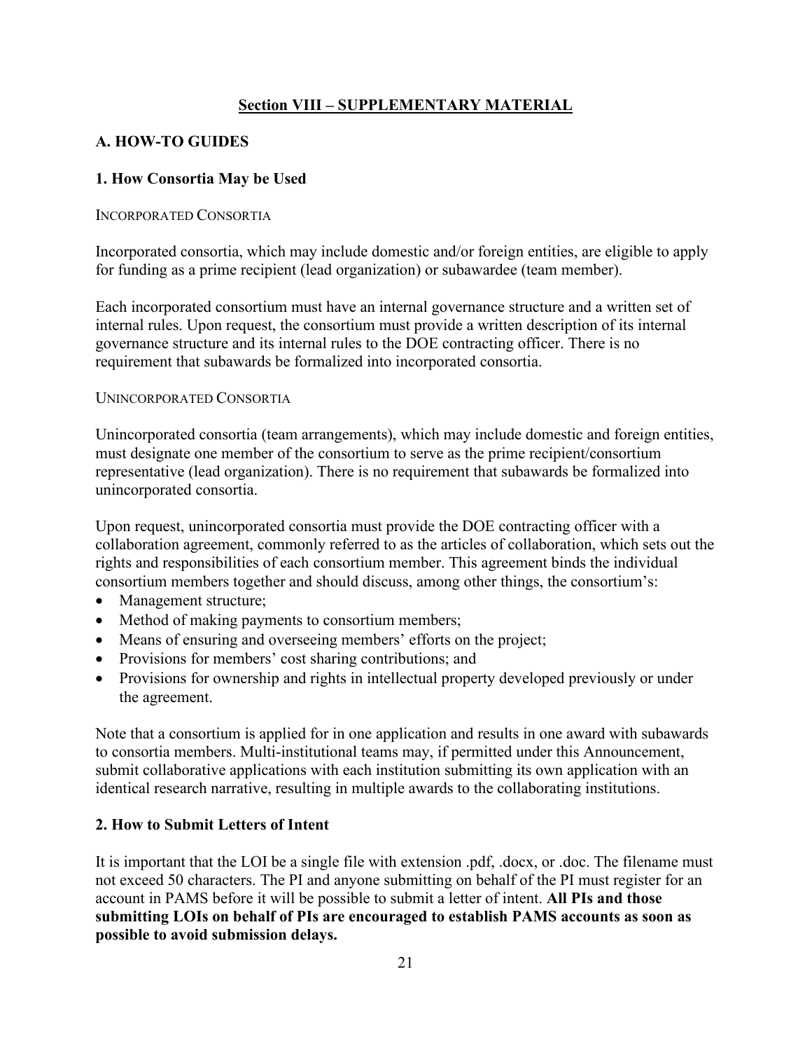## Section VIII – SUPPLEMENTARY MATERIAL

### A. HOW-TO GUIDES

#### 1. How Consortia May be Used

INCORPORATED CONSORTIA

Incorporated consortia, which may include domestic and/or foreign entities, are eligible to apply for funding as a prime recipient (lead organization) or subawardee (team member).

Each incorporated consortium must have an internal governance structure and a written set of internal rules. Upon request, the consortium must provide a written description of its internal governance structure and its internal rules to the DOE contracting officer. There is no requirement that subawards be formalized into incorporated consortia.

UNINCORPORATED CONSORTIA

Unincorporated consortia (team arrangements), which may include domestic and foreign entities, must designate one member of the consortium to serve as the prime recipient/consortium representative (lead organization). There is no requirement that subawards be formalized into unincorporated consortia.

Upon request, unincorporated consortia must provide the DOE contracting officer with a collaboration agreement, commonly referred to as the articles of collaboration, which sets out the rights and responsibilities of each consortium member. This agreement binds the individual consortium members together and should discuss, among other things, the consortium's:

- Management structure;
- Method of making payments to consortium members;
- Means of ensuring and overseeing members' efforts on the project;
- Provisions for members' cost sharing contributions; and
- Provisions for ownership and rights in intellectual property developed previously or under the agreement.

Note that a consortium is applied for in one application and results in one award with subawards to consortia members. Multi-institutional teams may, if permitted under this Announcement, submit collaborative applications with each institution submitting its own application with an identical research narrative, resulting in multiple awards to the collaborating institutions.

#### 2. How to Submit Letters of Intent

It is important that the LOI be a single file with extension .pdf, .docx, or .doc. The filename must not exceed 50 characters. The PI and anyone submitting on behalf of the PI must register for an account in PAMS before it will be possible to submit a letter of intent. **All PIs and those submitting LOIs on behalf of PIs are encouraged to establish PAMS accounts as soon as possible to avoid submission delays.**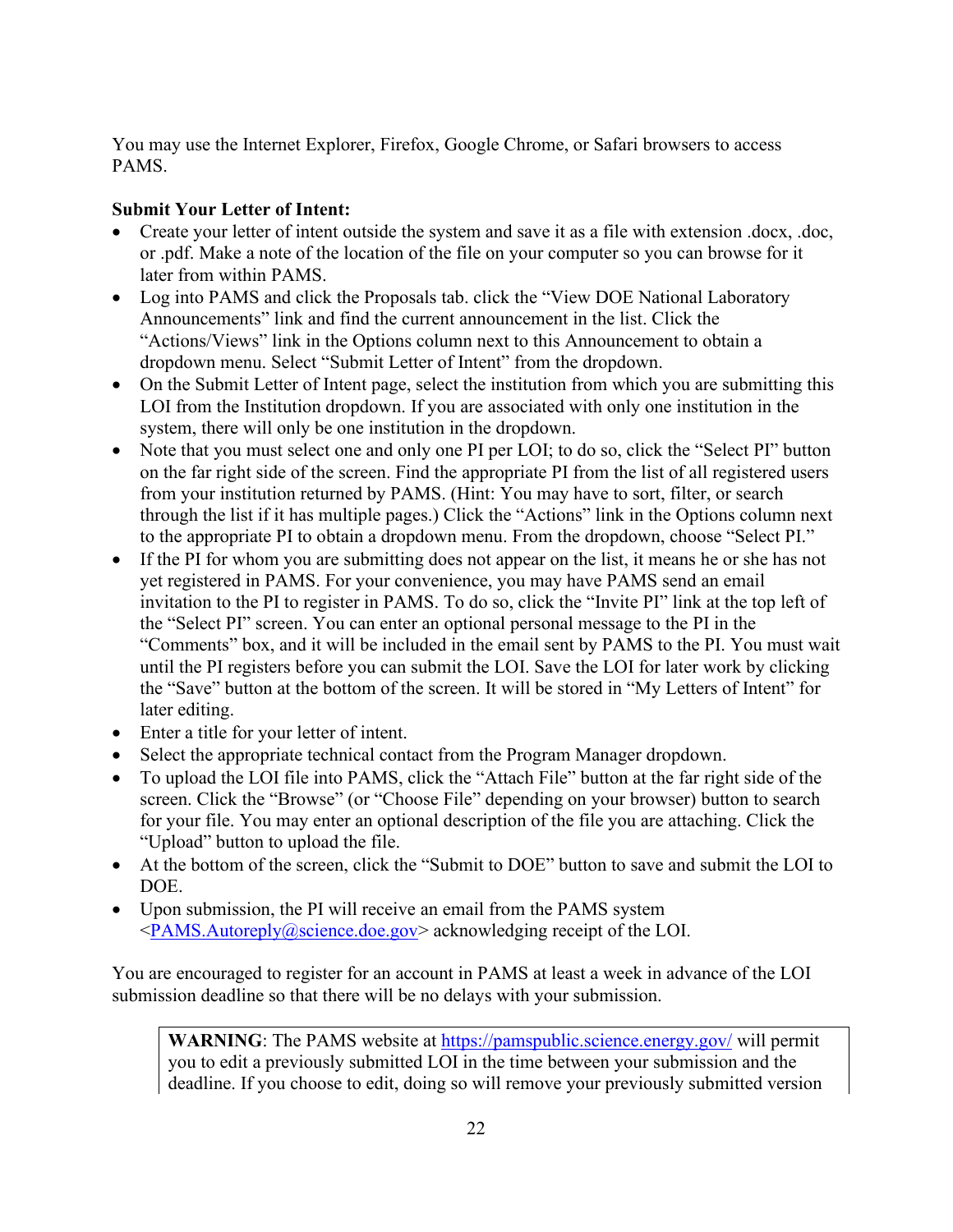You may use the Internet Explorer, Firefox, Google Chrome, or Safari browsers to access PAMS.

**Submit Your Letter of Intent:**

- Create your letter of intent outside the system and save it as a file with extension .docx, .doc, or .pdf. Make a note of the location of the file on your computer so you can browse for it later from within PAMS.
- Log into PAMS and click the Proposals tab. click the “View DOE National Laboratory Announcements” link and find the current announcement in the list. Click the “Actions/Views” link in the Options column next to this Announcement to obtain a dropdown menu. Select “Submit Letter of Intent” from the dropdown.
- On the Submit Letter of Intent page, select the institution from which you are submitting this LOI from the Institution dropdown. If you are associated with only one institution in the system, there will only be one institution in the dropdown.
- Note that you must select one and only one PI per LOI; to do so, click the “Select PI” button on the far right side of the screen. Find the appropriate PI from the list of all registered users from your institution returned by PAMS. (Hint: You may have to sort, filter, or search through the list if it has multiple pages.) Click the “Actions” link in the Options column next to the appropriate PI to obtain a dropdown menu. From the dropdown, choose “Select PI.”
- If the PI for whom you are submitting does not appear on the list, it means he or she has not yet registered in PAMS. For your convenience, you may have PAMS send an email invitation to the PI to register in PAMS. To do so, click the “Invite PI” link at the top left of the “Select PI” screen. You can enter an optional personal message to the PI in the “Comments” box, and it will be included in the email sent by PAMS to the PI. You must wait until the PI registers before you can submit the LOI. Save the LOI for later work by clicking the “Save” button at the bottom of the screen. It will be stored in “My Letters of Intent” for later editing.
- Enter a title for your letter of intent.
- Select the appropriate technical contact from the Program Manager dropdown.
- To upload the LOI file into PAMS, click the “Attach File” button at the far right side of the screen. Click the “Browse” (or “Choose File” depending on your browser) button to search for your file. You may enter an optional description of the file you are attaching. Click the “Upload” button to upload the file.
- At the bottom of the screen, click the “Submit to DOE” button to save and submit the LOI to DOE.
- Upon submission, the PI will receive an email from the PAMS system <PAMS.Autoreply@science.doe.gov> acknowledging receipt of the LOI.

You are encouraged to register for an account in PAMS at least a week in advance of the LOI submission deadline so that there will be no delays with your submission.

**WARNING**: The PAMS website at https://pamspublic.science.energy.gov/ will permit you to edit a previously submitted LOI in the time between your submission and the deadline. If you choose to edit, doing so will remove your previously submitted version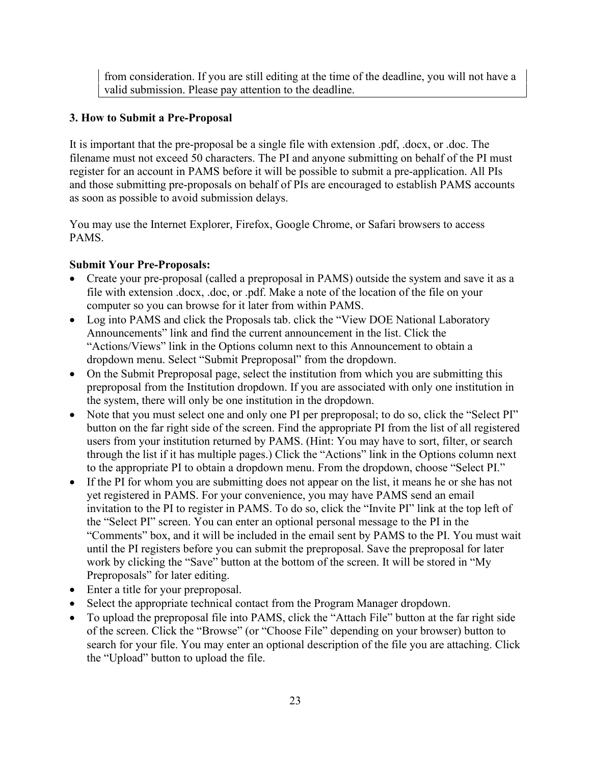from consideration. If you are still editing at the time of the deadline, you will not have a valid submission. Please pay attention to the deadline.

**3. How to Submit a Pre-Proposal**

It is important that the pre-proposal be a single file with extension .pdf, .docx, or .doc. The filename must not exceed 50 characters. The PI and anyone submitting on behalf of the PI must register for an account in PAMS before it will be possible to submit a pre-application. All PIs and those submitting pre-proposals on behalf of PIs are encouraged to establish PAMS accounts as soon as possible to avoid submission delays.

You may use the Internet Explorer, Firefox, Google Chrome, or Safari browsers to access PAMS.

**Submit Your Pre-Proposals:**

- Create your pre-proposal (called a preproposal in PAMS) outside the system and save it as a file with extension .docx, .doc, or .pdf. Make a note of the location of the file on your computer so you can browse for it later from within PAMS.
- Log into PAMS and click the Proposals tab. click the "View DOE National Laboratory Announcements" link and find the current announcement in the list. Click the "Actions/Views" link in the Options column next to this Announcement to obtain a dropdown menu. Select "Submit Preproposal" from the dropdown.
- On the Submit Preproposal page, select the institution from which you are submitting this preproposal from the Institution dropdown. If you are associated with only one institution in the system, there will only be one institution in the dropdown.
- Note that you must select one and only one PI per preproposal; to do so, click the "Select PI" button on the far right side of the screen. Find the appropriate PI from the list of all registered users from your institution returned by PAMS. (Hint: You may have to sort, filter, or search through the list if it has multiple pages.) Click the "Actions" link in the Options column next to the appropriate PI to obtain a dropdown menu. From the dropdown, choose "Select PI."
- If the PI for whom you are submitting does not appear on the list, it means he or she has not yet registered in PAMS. For your convenience, you may have PAMS send an email invitation to the PI to register in PAMS. To do so, click the "Invite PI" link at the top left of the "Select PI" screen. You can enter an optional personal message to the PI in the "Comments" box, and it will be included in the email sent by PAMS to the PI. You must wait until the PI registers before you can submit the preproposal. Save the preproposal for later work by clicking the "Save" button at the bottom of the screen. It will be stored in "My Preproposals" for later editing.
- Enter a title for your preproposal.
- Select the appropriate technical contact from the Program Manager dropdown.
- To upload the preproposal file into PAMS, click the "Attach File" button at the far right side of the screen. Click the "Browse" (or "Choose File" depending on your browser) button to search for your file. You may enter an optional description of the file you are attaching. Click the "Upload" button to upload the file.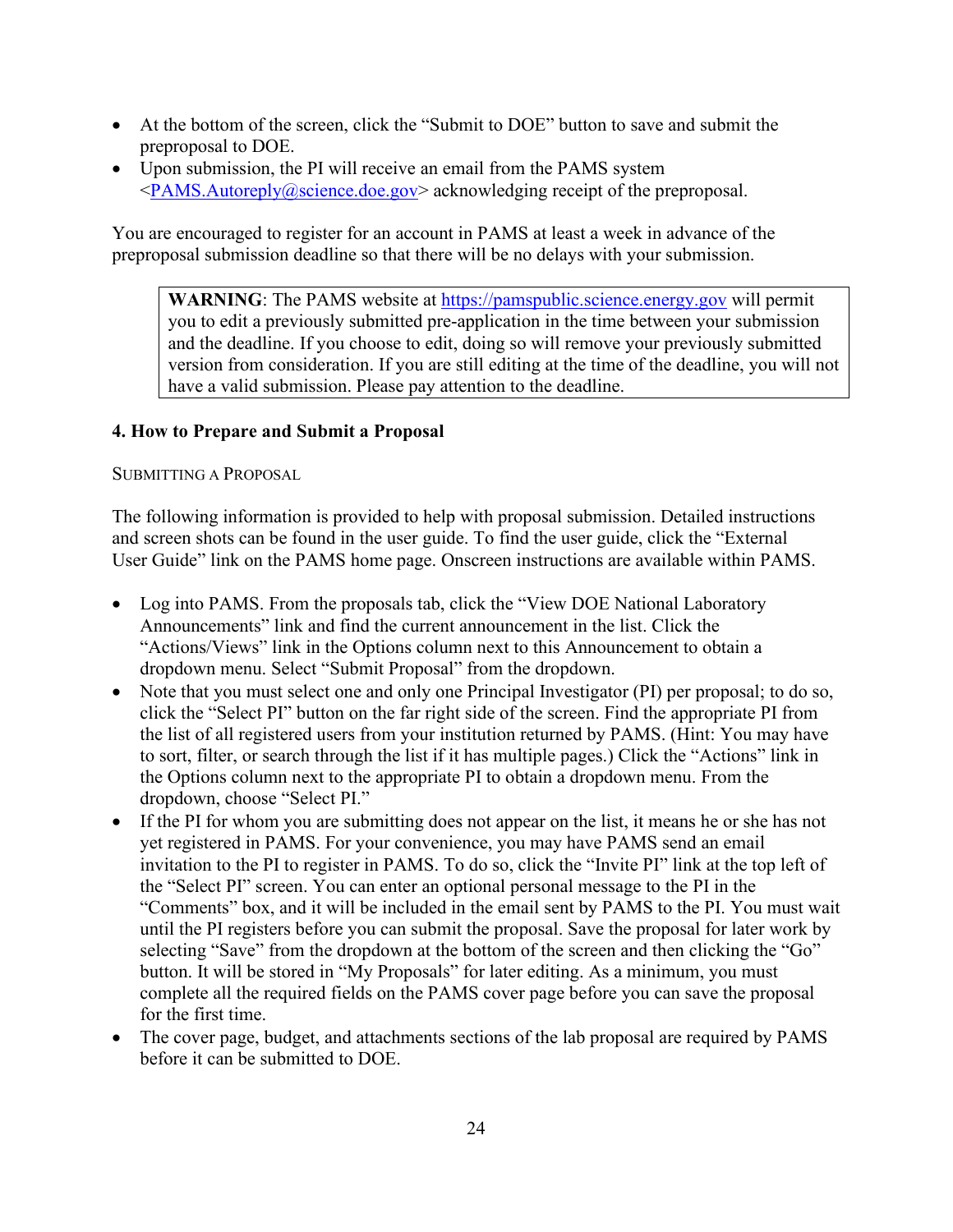- At the bottom of the screen, click the "Submit to DOE" button to save and submit the preproposal to DOE.
- Upon submission, the PI will receive an email from the PAMS system <PAMS.Autoreply@science.doe.gov> acknowledging receipt of the preproposal.

You are encouraged to register for an account in PAMS at least a week in advance of the preproposal submission deadline so that there will be no delays with your submission.

> **WARNING**: The PAMS website at https://pamspublic.science.energy.gov will permit you to edit a previously submitted pre-application in the time between your submission and the deadline. If you choose to edit, doing so will remove your previously submitted version from consideration. If you are still editing at the time of the deadline, you will not have a valid submission. Please pay attention to the deadline.

### 4. How to Prepare and Submit a Proposal

SUBMITTING A PROPOSAL

The following information is provided to help with proposal submission. Detailed instructions and screen shots can be found in the user guide. To find the user guide, click the "External User Guide" link on the PAMS home page. Onscreen instructions are available within PAMS.

- Log into PAMS. From the proposals tab, click the "View DOE National Laboratory Announcements" link and find the current announcement in the list. Click the "Actions/Views" link in the Options column next to this Announcement to obtain a dropdown menu. Select "Submit Proposal" from the dropdown.
- Note that you must select one and only one Principal Investigator (PI) per proposal; to do so, click the "Select PI" button on the far right side of the screen. Find the appropriate PI from the list of all registered users from your institution returned by PAMS. (Hint: You may have to sort, filter, or search through the list if it has multiple pages.) Click the "Actions" link in the Options column next to the appropriate PI to obtain a dropdown menu. From the dropdown, choose "Select PI."
- If the PI for whom you are submitting does not appear on the list, it means he or she has not yet registered in PAMS. For your convenience, you may have PAMS send an email invitation to the PI to register in PAMS. To do so, click the "Invite PI" link at the top left of the "Select PI" screen. You can enter an optional personal message to the PI in the "Comments" box, and it will be included in the email sent by PAMS to the PI. You must wait until the PI registers before you can submit the proposal. Save the proposal for later work by selecting "Save" from the dropdown at the bottom of the screen and then clicking the "Go" button. It will be stored in "My Proposals" for later editing. As a minimum, you must complete all the required fields on the PAMS cover page before you can save the proposal for the first time.
- The cover page, budget, and attachments sections of the lab proposal are required by PAMS before it can be submitted to DOE.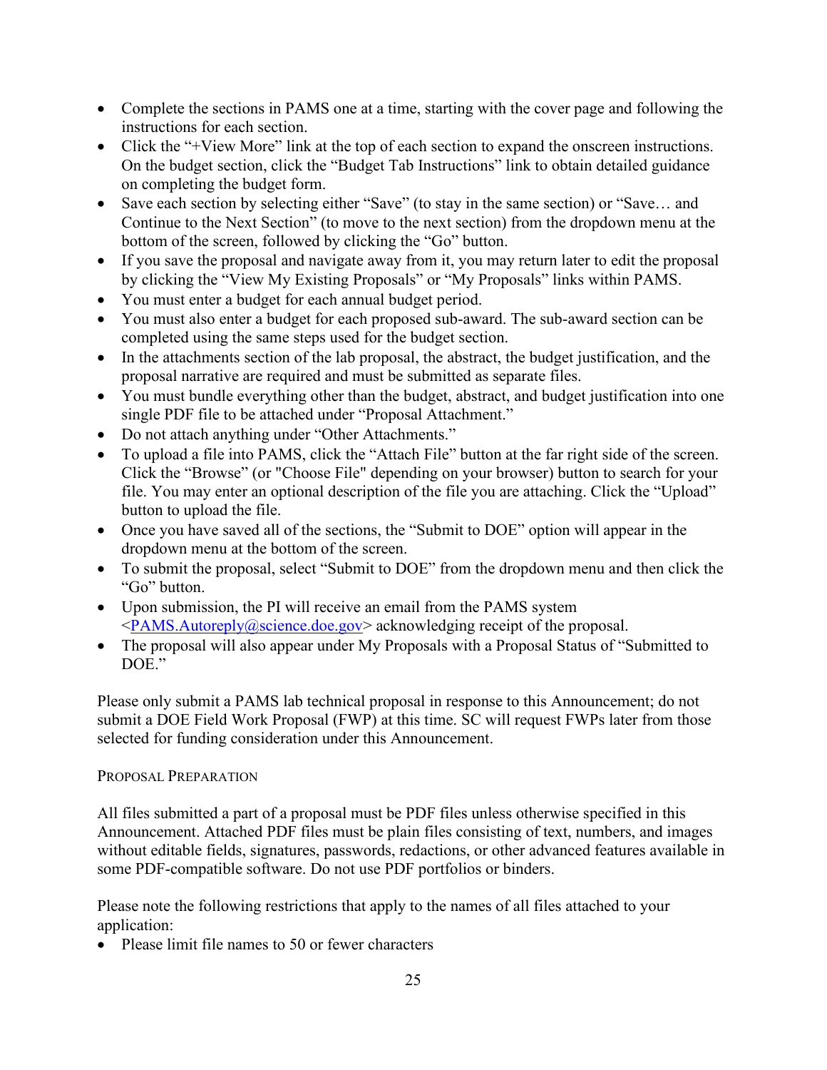- Complete the sections in PAMS one at a time, starting with the cover page and following the instructions for each section.
- Click the "+View More" link at the top of each section to expand the onscreen instructions. On the budget section, click the "Budget Tab Instructions" link to obtain detailed guidance on completing the budget form.
- Save each section by selecting either "Save" (to stay in the same section) or "Save… and Continue to the Next Section" (to move to the next section) from the dropdown menu at the bottom of the screen, followed by clicking the "Go" button.
- If you save the proposal and navigate away from it, you may return later to edit the proposal by clicking the "View My Existing Proposals" or "My Proposals" links within PAMS.
- You must enter a budget for each annual budget period.
- You must also enter a budget for each proposed sub-award. The sub-award section can be completed using the same steps used for the budget section.
- In the attachments section of the lab proposal, the abstract, the budget justification, and the proposal narrative are required and must be submitted as separate files.
- You must bundle everything other than the budget, abstract, and budget justification into one single PDF file to be attached under "Proposal Attachment."
- Do not attach anything under "Other Attachments."
- To upload a file into PAMS, click the "Attach File" button at the far right side of the screen. Click the "Browse" (or "Choose File" depending on your browser) button to search for your file. You may enter an optional description of the file you are attaching. Click the "Upload" button to upload the file.
- Once you have saved all of the sections, the "Submit to DOE" option will appear in the dropdown menu at the bottom of the screen.
- To submit the proposal, select "Submit to DOE" from the dropdown menu and then click the "Go" button.
- Upon submission, the PI will receive an email from the PAMS system <PAMS.Autoreply@science.doe.gov> acknowledging receipt of the proposal.
- The proposal will also appear under My Proposals with a Proposal Status of "Submitted to DOE."

Please only submit a PAMS lab technical proposal in response to this Announcement; do not submit a DOE Field Work Proposal (FWP) at this time. SC will request FWPs later from those selected for funding consideration under this Announcement.

### PROPOSAL PREPARATION

All files submitted a part of a proposal must be PDF files unless otherwise specified in this Announcement. Attached PDF files must be plain files consisting of text, numbers, and images without editable fields, signatures, passwords, redactions, or other advanced features available in some PDF-compatible software. Do not use PDF portfolios or binders.

Please note the following restrictions that apply to the names of all files attached to your application:

- Please limit file names to 50 or fewer characters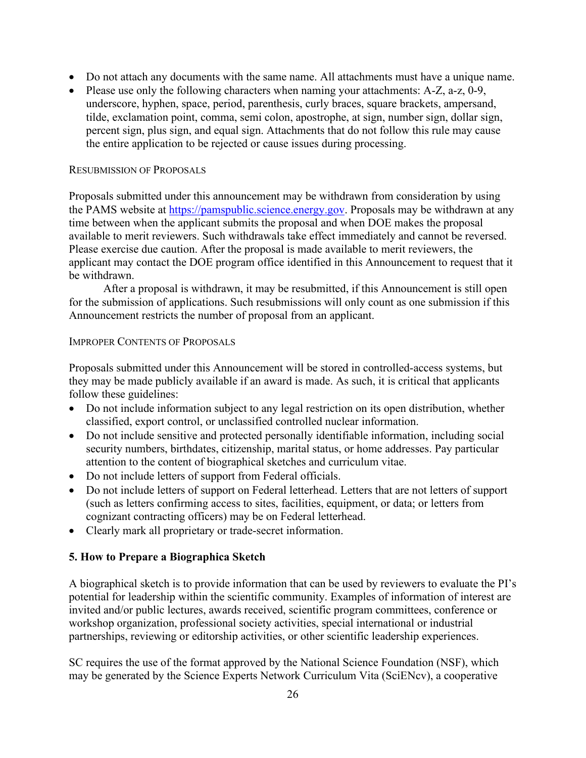- Do not attach any documents with the same name. All attachments must have a unique name.
- Please use only the following characters when naming your attachments: A-Z, a-z, 0-9, underscore, hyphen, space, period, parenthesis, curly braces, square brackets, ampersand, tilde, exclamation point, comma, semi colon, apostrophe, at sign, number sign, dollar sign, percent sign, plus sign, and equal sign. Attachments that do not follow this rule may cause the entire application to be rejected or cause issues during processing.

#### Resubmission of Proposals

Proposals submitted under this announcement may be withdrawn from consideration by using the PAMS website at https://pamspublic.science.energy.gov. Proposals may be withdrawn at any time between when the applicant submits the proposal and when DOE makes the proposal available to merit reviewers. Such withdrawals take effect immediately and cannot be reversed. Please exercise due caution. After the proposal is made available to merit reviewers, the applicant may contact the DOE program office identified in this Announcement to request that it be withdrawn.

After a proposal is withdrawn, it may be resubmitted, if this Announcement is still open for the submission of applications. Such resubmissions will only count as one submission if this Announcement restricts the number of proposal from an applicant.

#### Improper Contents of Proposals

Proposals submitted under this Announcement will be stored in controlled-access systems, but they may be made publicly available if an award is made. As such, it is critical that applicants follow these guidelines:

- Do not include information subject to any legal restriction on its open distribution, whether classified, export control, or unclassified controlled nuclear information.
- Do not include sensitive and protected personally identifiable information, including social security numbers, birthdates, citizenship, marital status, or home addresses. Pay particular attention to the content of biographical sketches and curriculum vitae.
- Do not include letters of support from Federal officials.
- Do not include letters of support on Federal letterhead. Letters that are not letters of support (such as letters confirming access to sites, facilities, equipment, or data; or letters from cognizant contracting officers) may be on Federal letterhead.
- Clearly mark all proprietary or trade-secret information.

### 5. How to Prepare a Biographica Sketch

A biographical sketch is to provide information that can be used by reviewers to evaluate the PI's potential for leadership within the scientific community. Examples of information of interest are invited and/or public lectures, awards received, scientific program committees, conference or workshop organization, professional society activities, special international or industrial partnerships, reviewing or editorship activities, or other scientific leadership experiences.

SC requires the use of the format approved by the National Science Foundation (NSF), which may be generated by the Science Experts Network Curriculum Vita (SciENcv), a cooperative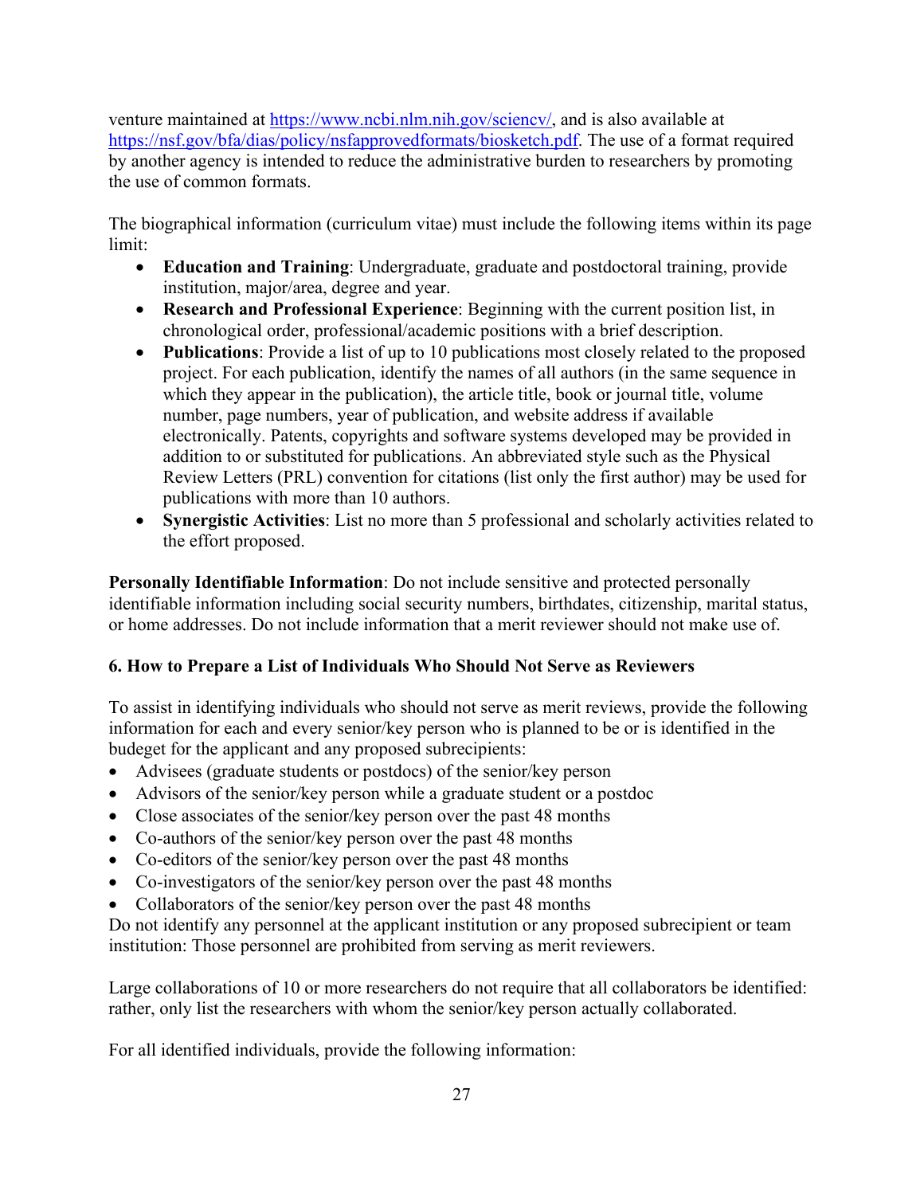venture maintained at https://www.ncbi.nlm.nih.gov/sciencv/, and is also available at https://nsf.gov/bfa/dias/policy/nsfapprovedformats/biosketch.pdf. The use of a format required by another agency is intended to reduce the administrative burden to researchers by promoting the use of common formats.

The biographical information (curriculum vitae) must include the following items within its page limit:

- **Education and Training**: Undergraduate, graduate and postdoctoral training, provide institution, major/area, degree and year.
- **Research and Professional Experience**: Beginning with the current position list, in chronological order, professional/academic positions with a brief description.
- **Publications**: Provide a list of up to 10 publications most closely related to the proposed project. For each publication, identify the names of all authors (in the same sequence in which they appear in the publication), the article title, book or journal title, volume number, page numbers, year of publication, and website address if available electronically. Patents, copyrights and software systems developed may be provided in addition to or substituted for publications. An abbreviated style such as the Physical Review Letters (PRL) convention for citations (list only the first author) may be used for publications with more than 10 authors.
- **Synergistic Activities**: List no more than 5 professional and scholarly activities related to the effort proposed.

**Personally Identifiable Information**: Do not include sensitive and protected personally identifiable information including social security numbers, birthdates, citizenship, marital status, or home addresses. Do not include information that a merit reviewer should not make use of.

### 6. How to Prepare a List of Individuals Who Should Not Serve as Reviewers

To assist in identifying individuals who should not serve as merit reviews, provide the following information for each and every senior/key person who is planned to be or is identified in the budeget for the applicant and any proposed subrecipients:

- Advisees (graduate students or postdocs) of the senior/key person
- Advisors of the senior/key person while a graduate student or a postdoc
- Close associates of the senior/key person over the past 48 months
- Co-authors of the senior/key person over the past 48 months
- Co-editors of the senior/key person over the past 48 months
- Co-investigators of the senior/key person over the past 48 months
- Collaborators of the senior/key person over the past 48 months

Do not identify any personnel at the applicant institution or any proposed subrecipient or team institution: Those personnel are prohibited from serving as merit reviewers.

Large collaborations of 10 or more researchers do not require that all collaborators be identified: rather, only list the researchers with whom the senior/key person actually collaborated.

For all identified individuals, provide the following information: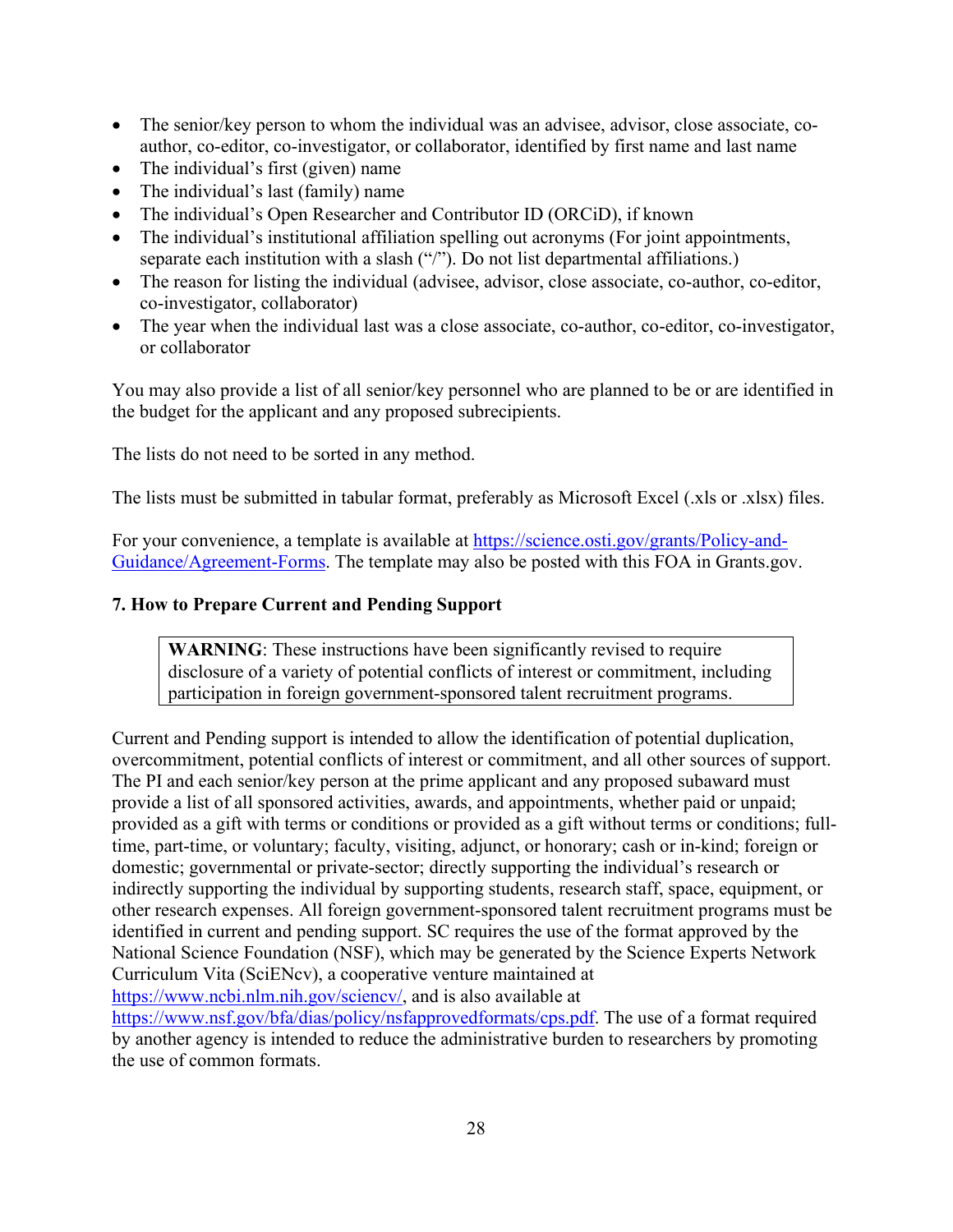- The senior/key person to whom the individual was an advisee, advisor, close associate, co-author, co-editor, co-investigator, or collaborator, identified by first name and last name
- The individual's first (given) name
- The individual's last (family) name
- The individual's Open Researcher and Contributor ID (ORCiD), if known
- The individual's institutional affiliation spelling out acronyms (For joint appointments, separate each institution with a slash ("/"). Do not list departmental affiliations.)
- The reason for listing the individual (advisee, advisor, close associate, co-author, co-editor, co-investigator, collaborator)
- The year when the individual last was a close associate, co-author, co-editor, co-investigator, or collaborator

You may also provide a list of all senior/key personnel who are planned to be or are identified in the budget for the applicant and any proposed subrecipients.

The lists do not need to be sorted in any method.

The lists must be submitted in tabular format, preferably as Microsoft Excel (.xls or .xlsx) files.

For your convenience, a template is available at https://science.osti.gov/grants/Policy-and-Guidance/Agreement-Forms. The template may also be posted with this FOA in Grants.gov.

### 7. How to Prepare Current and Pending Support

> **WARNING**: These instructions have been significantly revised to require disclosure of a variety of potential conflicts of interest or commitment, including participation in foreign government-sponsored talent recruitment programs.

Current and Pending support is intended to allow the identification of potential duplication, overcommitment, potential conflicts of interest or commitment, and all other sources of support. The PI and each senior/key person at the prime applicant and any proposed subaward must provide a list of all sponsored activities, awards, and appointments, whether paid or unpaid; provided as a gift with terms or conditions or provided as a gift without terms or conditions; full-time, part-time, or voluntary; faculty, visiting, adjunct, or honorary; cash or in-kind; foreign or domestic; governmental or private-sector; directly supporting the individual's research or indirectly supporting the individual by supporting students, research staff, space, equipment, or other research expenses. All foreign government-sponsored talent recruitment programs must be identified in current and pending support. SC requires the use of the format approved by the National Science Foundation (NSF), which may be generated by the Science Experts Network Curriculum Vita (SciENcv), a cooperative venture maintained at https://www.ncbi.nlm.nih.gov/sciencv/, and is also available at https://www.nsf.gov/bfa/dias/policy/nsfapprovedformats/cps.pdf. The use of a format required by another agency is intended to reduce the administrative burden to researchers by promoting the use of common formats.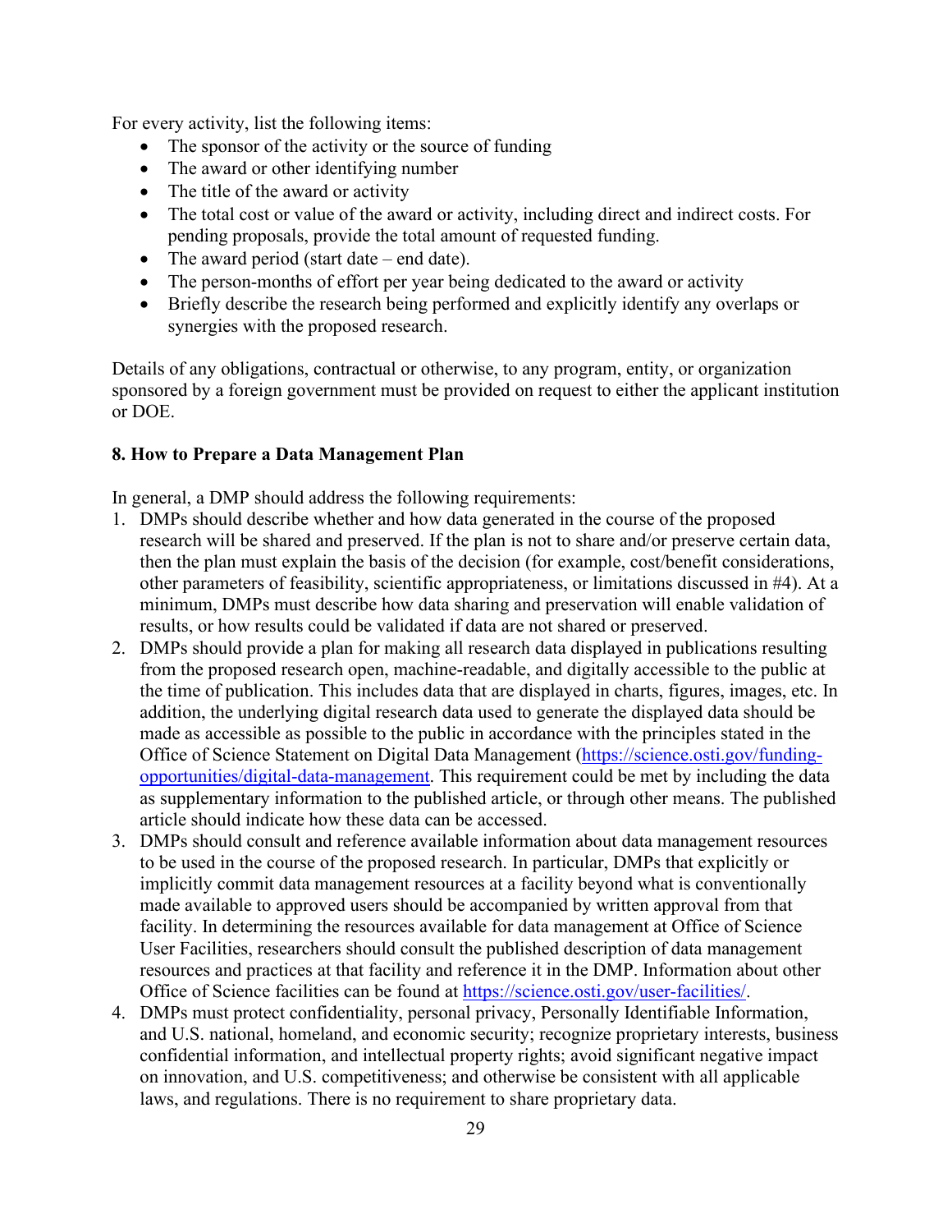For every activity, list the following items:

- The sponsor of the activity or the source of funding
- The award or other identifying number
- The title of the award or activity
- The total cost or value of the award or activity, including direct and indirect costs. For pending proposals, provide the total amount of requested funding.
- The award period (start date – end date).
- The person-months of effort per year being dedicated to the award or activity
- Briefly describe the research being performed and explicitly identify any overlaps or synergies with the proposed research.

Details of any obligations, contractual or otherwise, to any program, entity, or organization sponsored by a foreign government must be provided on request to either the applicant institution or DOE.

**8. How to Prepare a Data Management Plan**

In general, a DMP should address the following requirements:

1. DMPs should describe whether and how data generated in the course of the proposed research will be shared and preserved. If the plan is not to share and/or preserve certain data, then the plan must explain the basis of the decision (for example, cost/benefit considerations, other parameters of feasibility, scientific appropriateness, or limitations discussed in #4). At a minimum, DMPs must describe how data sharing and preservation will enable validation of results, or how results could be validated if data are not shared or preserved.
2. DMPs should provide a plan for making all research data displayed in publications resulting from the proposed research open, machine-readable, and digitally accessible to the public at the time of publication. This includes data that are displayed in charts, figures, images, etc. In addition, the underlying digital research data used to generate the displayed data should be made as accessible as possible to the public in accordance with the principles stated in the Office of Science Statement on Digital Data Management (https://science.osti.gov/funding-opportunities/digital-data-management. This requirement could be met by including the data as supplementary information to the published article, or through other means. The published article should indicate how these data can be accessed.
3. DMPs should consult and reference available information about data management resources to be used in the course of the proposed research. In particular, DMPs that explicitly or implicitly commit data management resources at a facility beyond what is conventionally made available to approved users should be accompanied by written approval from that facility. In determining the resources available for data management at Office of Science User Facilities, researchers should consult the published description of data management resources and practices at that facility and reference it in the DMP. Information about other Office of Science facilities can be found at https://science.osti.gov/user-facilities/.
4. DMPs must protect confidentiality, personal privacy, Personally Identifiable Information, and U.S. national, homeland, and economic security; recognize proprietary interests, business confidential information, and intellectual property rights; avoid significant negative impact on innovation, and U.S. competitiveness; and otherwise be consistent with all applicable laws, and regulations. There is no requirement to share proprietary data.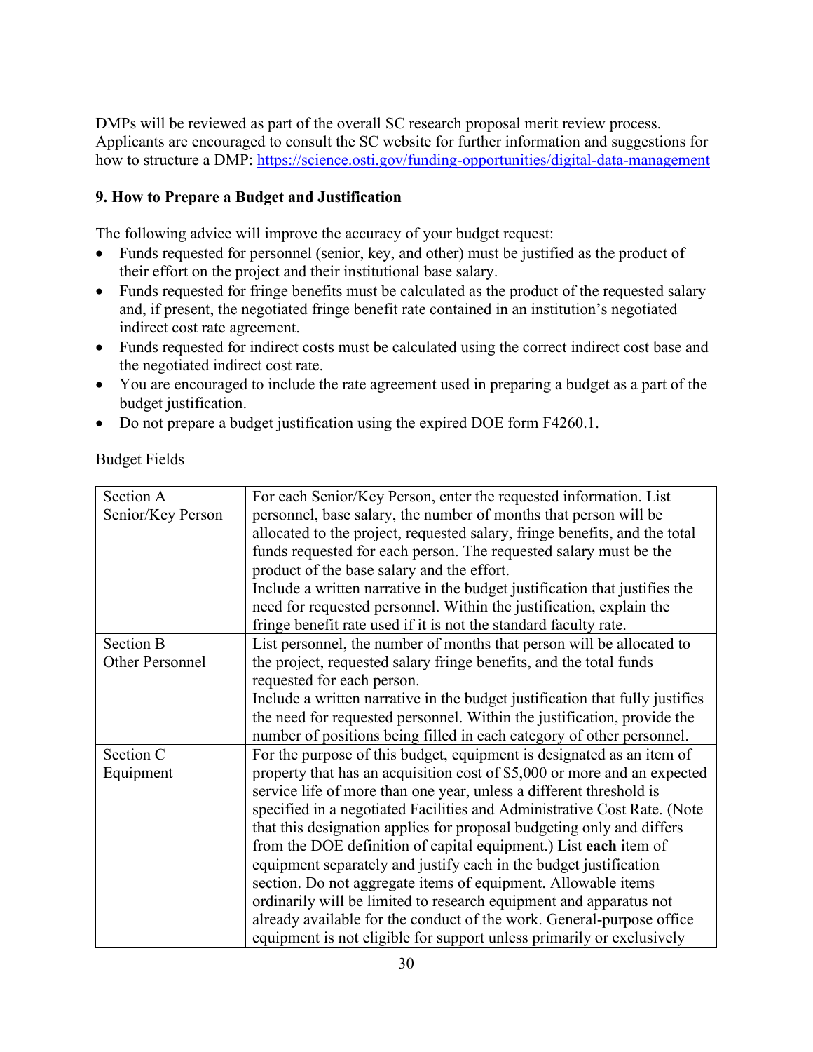DMPs will be reviewed as part of the overall SC research proposal merit review process. Applicants are encouraged to consult the SC website for further information and suggestions for how to structure a DMP: https://science.osti.gov/funding-opportunities/digital-data-management

### 9. How to Prepare a Budget and Justification

The following advice will improve the accuracy of your budget request:

- Funds requested for personnel (senior, key, and other) must be justified as the product of their effort on the project and their institutional base salary.
- Funds requested for fringe benefits must be calculated as the product of the requested salary and, if present, the negotiated fringe benefit rate contained in an institution's negotiated indirect cost rate agreement.
- Funds requested for indirect costs must be calculated using the correct indirect cost base and the negotiated indirect cost rate.
- You are encouraged to include the rate agreement used in preparing a budget as a part of the budget justification.
- Do not prepare a budget justification using the expired DOE form F4260.1.

Budget Fields

| | |
|---|---|
| Section A<br>Senior/Key Person | For each Senior/Key Person, enter the requested information. List personnel, base salary, the number of months that person will be allocated to the project, requested salary, fringe benefits, and the total funds requested for each person. The requested salary must be the product of the base salary and the effort.<br>Include a written narrative in the budget justification that justifies the need for requested personnel. Within the justification, explain the fringe benefit rate used if it is not the standard faculty rate. |
| Section B<br>Other Personnel | List personnel, the number of months that person will be allocated to the project, requested salary fringe benefits, and the total funds requested for each person.<br>Include a written narrative in the budget justification that fully justifies the need for requested personnel. Within the justification, provide the number of positions being filled in each category of other personnel. |
| Section C<br>Equipment | For the purpose of this budget, equipment is designated as an item of property that has an acquisition cost of $5,000 or more and an expected service life of more than one year, unless a different threshold is specified in a negotiated Facilities and Administrative Cost Rate. (Note that this designation applies for proposal budgeting only and differs from the DOE definition of capital equipment.) List **each** item of equipment separately and justify each in the budget justification section. Do not aggregate items of equipment. Allowable items ordinarily will be limited to research equipment and apparatus not already available for the conduct of the work. General-purpose office equipment is not eligible for support unless primarily or exclusively |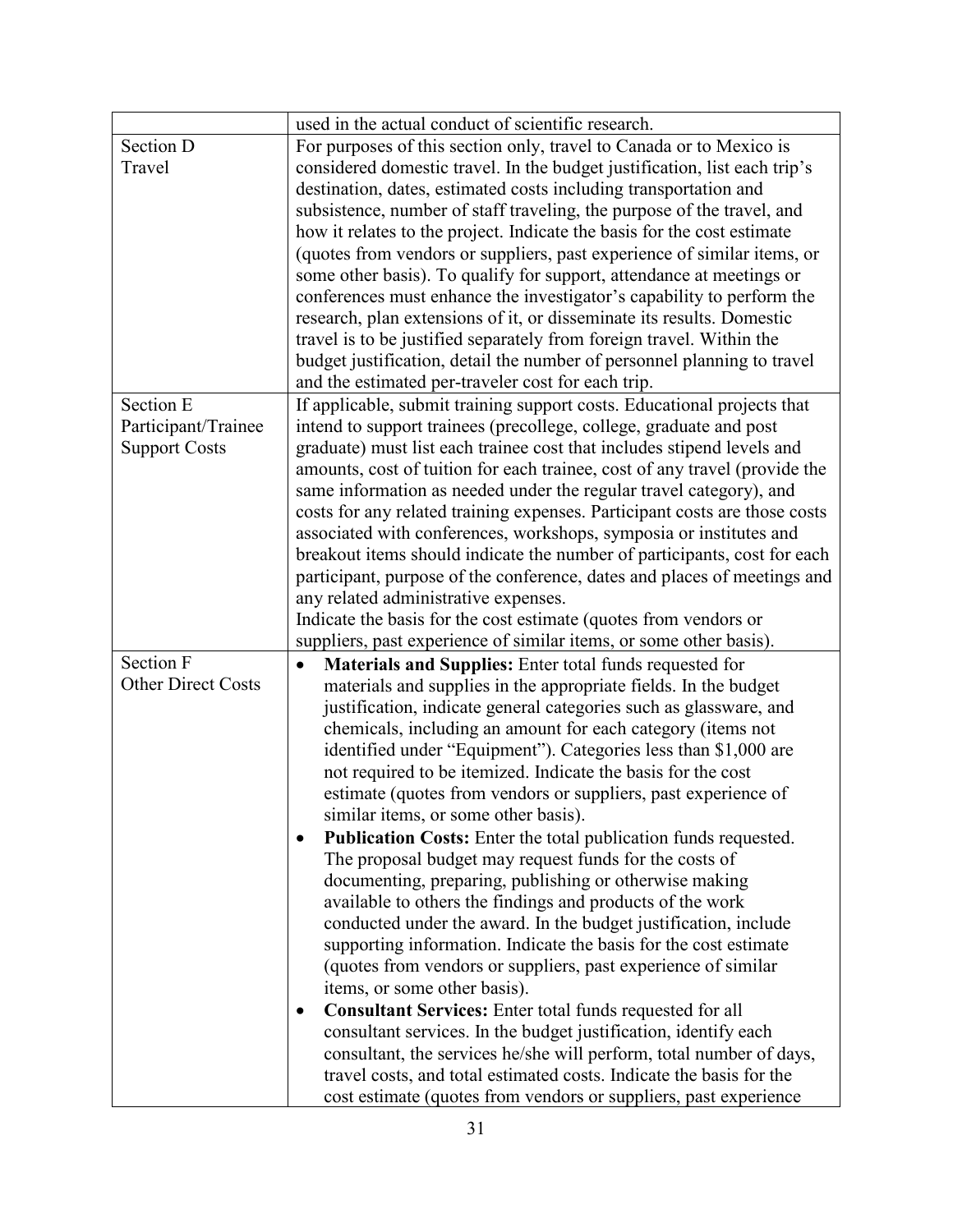| | |
|---|---|
| | used in the actual conduct of scientific research. |
| Section D<br>Travel | For purposes of this section only, travel to Canada or to Mexico is considered domestic travel. In the budget justification, list each trip's destination, dates, estimated costs including transportation and subsistence, number of staff traveling, the purpose of the travel, and how it relates to the project. Indicate the basis for the cost estimate (quotes from vendors or suppliers, past experience of similar items, or some other basis). To qualify for support, attendance at meetings or conferences must enhance the investigator's capability to perform the research, plan extensions of it, or disseminate its results. Domestic travel is to be justified separately from foreign travel. Within the budget justification, detail the number of personnel planning to travel and the estimated per-traveler cost for each trip. |
| Section E<br>Participant/Trainee Support Costs | If applicable, submit training support costs. Educational projects that intend to support trainees (precollege, college, graduate and post graduate) must list each trainee cost that includes stipend levels and amounts, cost of tuition for each trainee, cost of any travel (provide the same information as needed under the regular travel category), and costs for any related training expenses. Participant costs are those costs associated with conferences, workshops, symposia or institutes and breakout items should indicate the number of participants, cost for each participant, purpose of the conference, dates and places of meetings and any related administrative expenses.<br>Indicate the basis for the cost estimate (quotes from vendors or suppliers, past experience of similar items, or some other basis). |
| Section F<br>Other Direct Costs | • **Materials and Supplies:** Enter total funds requested for materials and supplies in the appropriate fields. In the budget justification, indicate general categories such as glassware, and chemicals, including an amount for each category (items not identified under "Equipment"). Categories less than $1,000 are not required to be itemized. Indicate the basis for the cost estimate (quotes from vendors or suppliers, past experience of similar items, or some other basis).<br>• **Publication Costs:** Enter the total publication funds requested. The proposal budget may request funds for the costs of documenting, preparing, publishing or otherwise making available to others the findings and products of the work conducted under the award. In the budget justification, include supporting information. Indicate the basis for the cost estimate (quotes from vendors or suppliers, past experience of similar items, or some other basis).<br>• **Consultant Services:** Enter total funds requested for all consultant services. In the budget justification, identify each consultant, the services he/she will perform, total number of days, travel costs, and total estimated costs. Indicate the basis for the cost estimate (quotes from vendors or suppliers, past experience |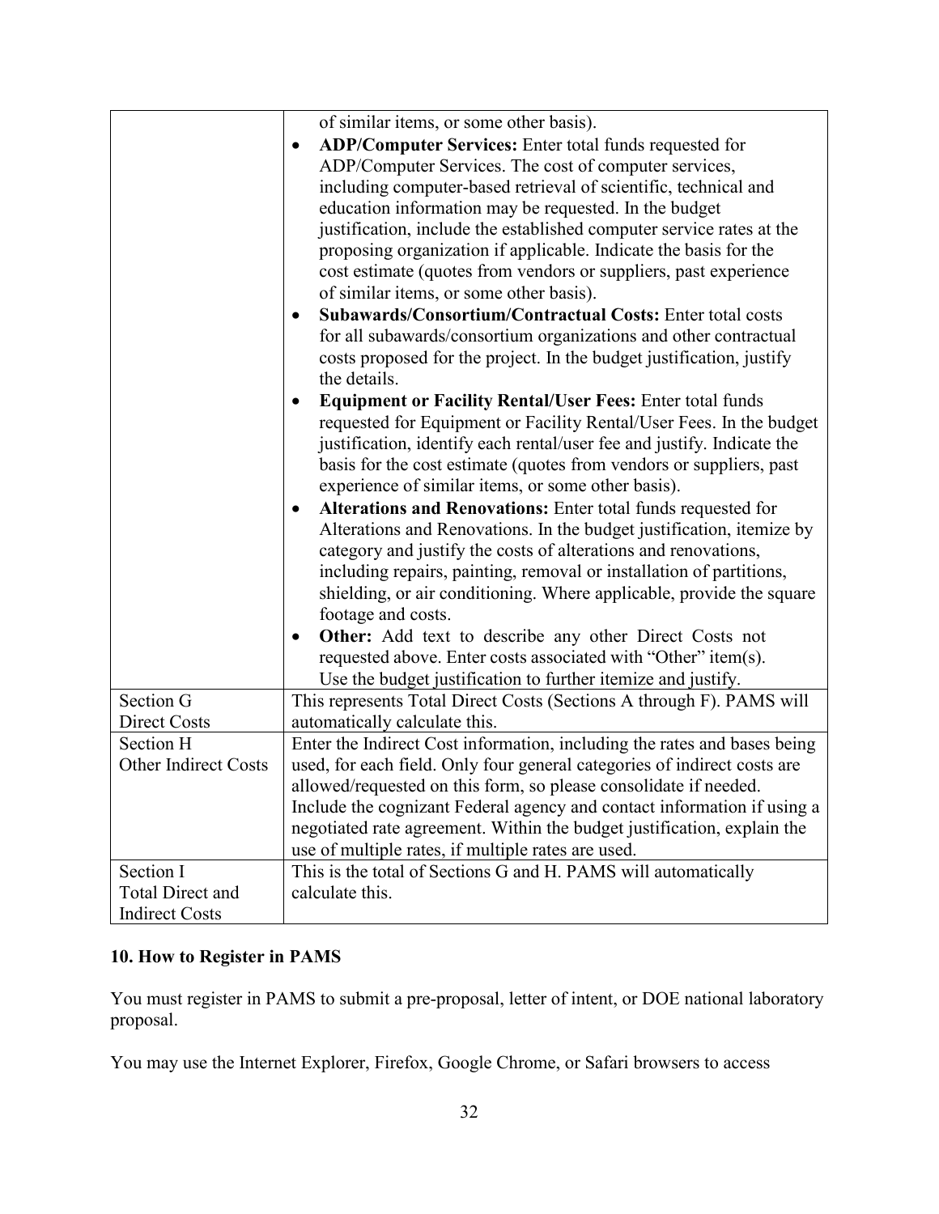| | |
|---|---|
| | of similar items, or some other basis).<br>• **ADP/Computer Services:** Enter total funds requested for ADP/Computer Services. The cost of computer services, including computer-based retrieval of scientific, technical and education information may be requested. In the budget justification, include the established computer service rates at the proposing organization if applicable. Indicate the basis for the cost estimate (quotes from vendors or suppliers, past experience of similar items, or some other basis).<br>• **Subawards/Consortium/Contractual Costs:** Enter total costs for all subawards/consortium organizations and other contractual costs proposed for the project. In the budget justification, justify the details.<br>• **Equipment or Facility Rental/User Fees:** Enter total funds requested for Equipment or Facility Rental/User Fees. In the budget justification, identify each rental/user fee and justify. Indicate the basis for the cost estimate (quotes from vendors or suppliers, past experience of similar items, or some other basis).<br>• **Alterations and Renovations:** Enter total funds requested for Alterations and Renovations. In the budget justification, itemize by category and justify the costs of alterations and renovations, including repairs, painting, removal or installation of partitions, shielding, or air conditioning. Where applicable, provide the square footage and costs.<br>• **Other:** Add text to describe any other Direct Costs not requested above. Enter costs associated with "Other" item(s). Use the budget justification to further itemize and justify. |
| Section G<br>Direct Costs | This represents Total Direct Costs (Sections A through F). PAMS will automatically calculate this. |
| Section H<br>Other Indirect Costs | Enter the Indirect Cost information, including the rates and bases being used, for each field. Only four general categories of indirect costs are allowed/requested on this form, so please consolidate if needed. Include the cognizant Federal agency and contact information if using a negotiated rate agreement. Within the budget justification, explain the use of multiple rates, if multiple rates are used. |
| Section I<br>Total Direct and Indirect Costs | This is the total of Sections G and H. PAMS will automatically calculate this. |

### 10. How to Register in PAMS

You must register in PAMS to submit a pre-proposal, letter of intent, or DOE national laboratory proposal.

You may use the Internet Explorer, Firefox, Google Chrome, or Safari browsers to access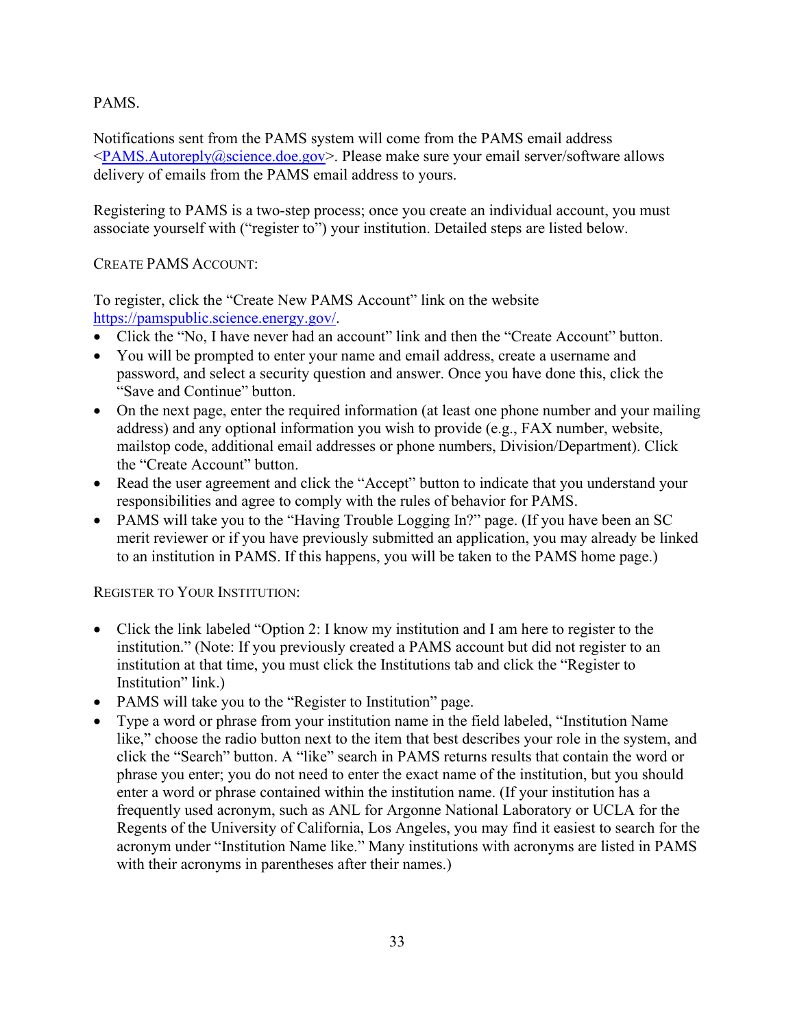PAMS.

Notifications sent from the PAMS system will come from the PAMS email address <PAMS.Autoreply@science.doe.gov>. Please make sure your email server/software allows delivery of emails from the PAMS email address to yours.

Registering to PAMS is a two-step process; once you create an individual account, you must associate yourself with ("register to") your institution. Detailed steps are listed below.

CREATE PAMS ACCOUNT:

To register, click the "Create New PAMS Account" link on the website https://pamspublic.science.energy.gov/.

- Click the "No, I have never had an account" link and then the "Create Account" button.
- You will be prompted to enter your name and email address, create a username and password, and select a security question and answer. Once you have done this, click the "Save and Continue" button.
- On the next page, enter the required information (at least one phone number and your mailing address) and any optional information you wish to provide (e.g., FAX number, website, mailstop code, additional email addresses or phone numbers, Division/Department). Click the "Create Account" button.
- Read the user agreement and click the "Accept" button to indicate that you understand your responsibilities and agree to comply with the rules of behavior for PAMS.
- PAMS will take you to the "Having Trouble Logging In?" page. (If you have been an SC merit reviewer or if you have previously submitted an application, you may already be linked to an institution in PAMS. If this happens, you will be taken to the PAMS home page.)

REGISTER TO YOUR INSTITUTION:

- Click the link labeled "Option 2: I know my institution and I am here to register to the institution." (Note: If you previously created a PAMS account but did not register to an institution at that time, you must click the Institutions tab and click the "Register to Institution" link.)
- PAMS will take you to the "Register to Institution" page.
- Type a word or phrase from your institution name in the field labeled, "Institution Name like," choose the radio button next to the item that best describes your role in the system, and click the "Search" button. A "like" search in PAMS returns results that contain the word or phrase you enter; you do not need to enter the exact name of the institution, but you should enter a word or phrase contained within the institution name. (If your institution has a frequently used acronym, such as ANL for Argonne National Laboratory or UCLA for the Regents of the University of California, Los Angeles, you may find it easiest to search for the acronym under "Institution Name like." Many institutions with acronyms are listed in PAMS with their acronyms in parentheses after their names.)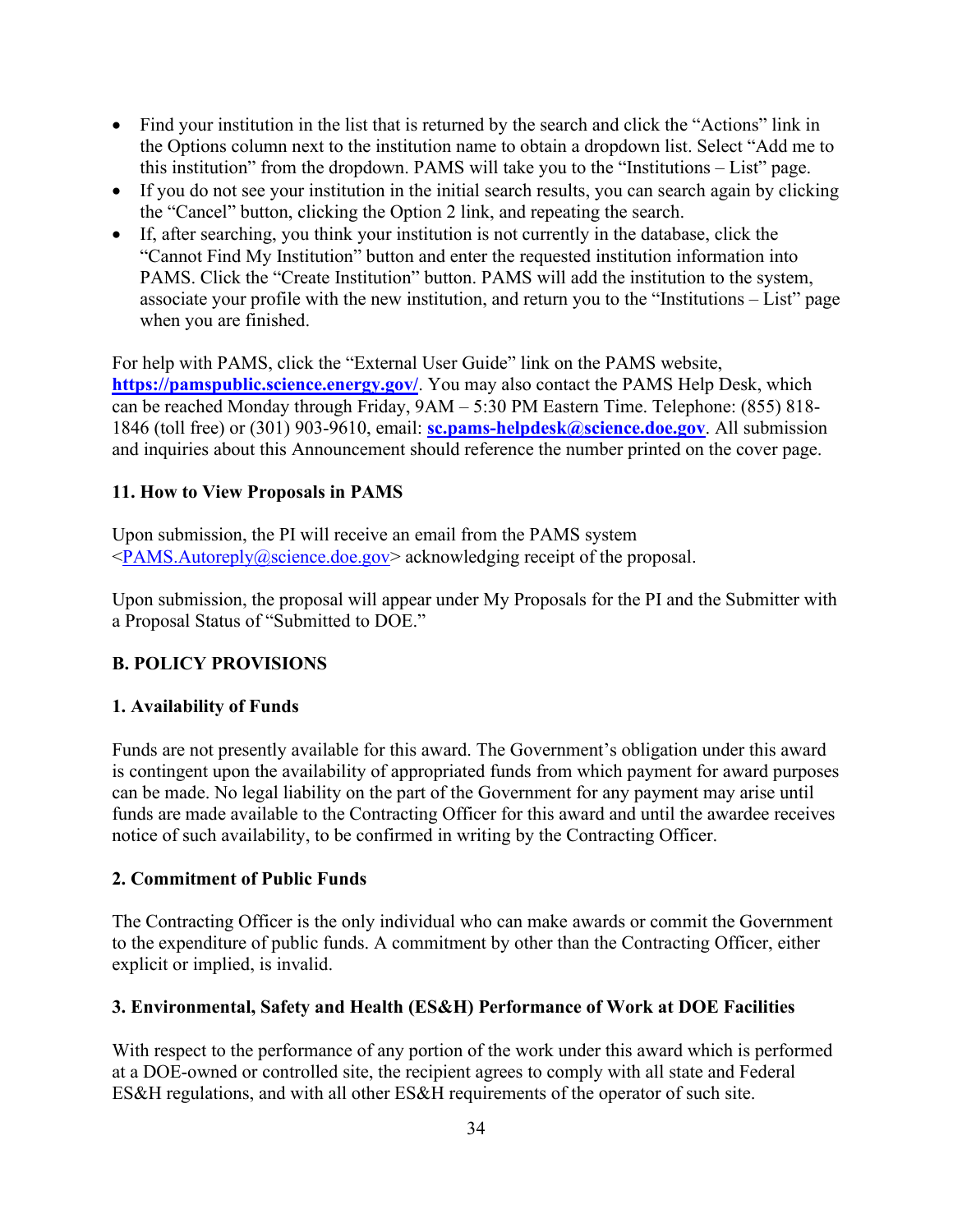- Find your institution in the list that is returned by the search and click the "Actions" link in the Options column next to the institution name to obtain a dropdown list. Select "Add me to this institution" from the dropdown. PAMS will take you to the "Institutions – List" page.
- If you do not see your institution in the initial search results, you can search again by clicking the "Cancel" button, clicking the Option 2 link, and repeating the search.
- If, after searching, you think your institution is not currently in the database, click the "Cannot Find My Institution" button and enter the requested institution information into PAMS. Click the "Create Institution" button. PAMS will add the institution to the system, associate your profile with the new institution, and return you to the "Institutions – List" page when you are finished.

For help with PAMS, click the "External User Guide" link on the PAMS website, **https://pamspublic.science.energy.gov/**. You may also contact the PAMS Help Desk, which can be reached Monday through Friday, 9AM – 5:30 PM Eastern Time. Telephone: (855) 818-1846 (toll free) or (301) 903-9610, email: **sc.pams-helpdesk@science.doe.gov**. All submission and inquiries about this Announcement should reference the number printed on the cover page.

### 11. How to View Proposals in PAMS

Upon submission, the PI will receive an email from the PAMS system <PAMS.Autoreply@science.doe.gov> acknowledging receipt of the proposal.

Upon submission, the proposal will appear under My Proposals for the PI and the Submitter with a Proposal Status of "Submitted to DOE."

## B. POLICY PROVISIONS

### 1. Availability of Funds

Funds are not presently available for this award. The Government's obligation under this award is contingent upon the availability of appropriated funds from which payment for award purposes can be made. No legal liability on the part of the Government for any payment may arise until funds are made available to the Contracting Officer for this award and until the awardee receives notice of such availability, to be confirmed in writing by the Contracting Officer.

### 2. Commitment of Public Funds

The Contracting Officer is the only individual who can make awards or commit the Government to the expenditure of public funds. A commitment by other than the Contracting Officer, either explicit or implied, is invalid.

### 3. Environmental, Safety and Health (ES&H) Performance of Work at DOE Facilities

With respect to the performance of any portion of the work under this award which is performed at a DOE-owned or controlled site, the recipient agrees to comply with all state and Federal ES&H regulations, and with all other ES&H requirements of the operator of such site.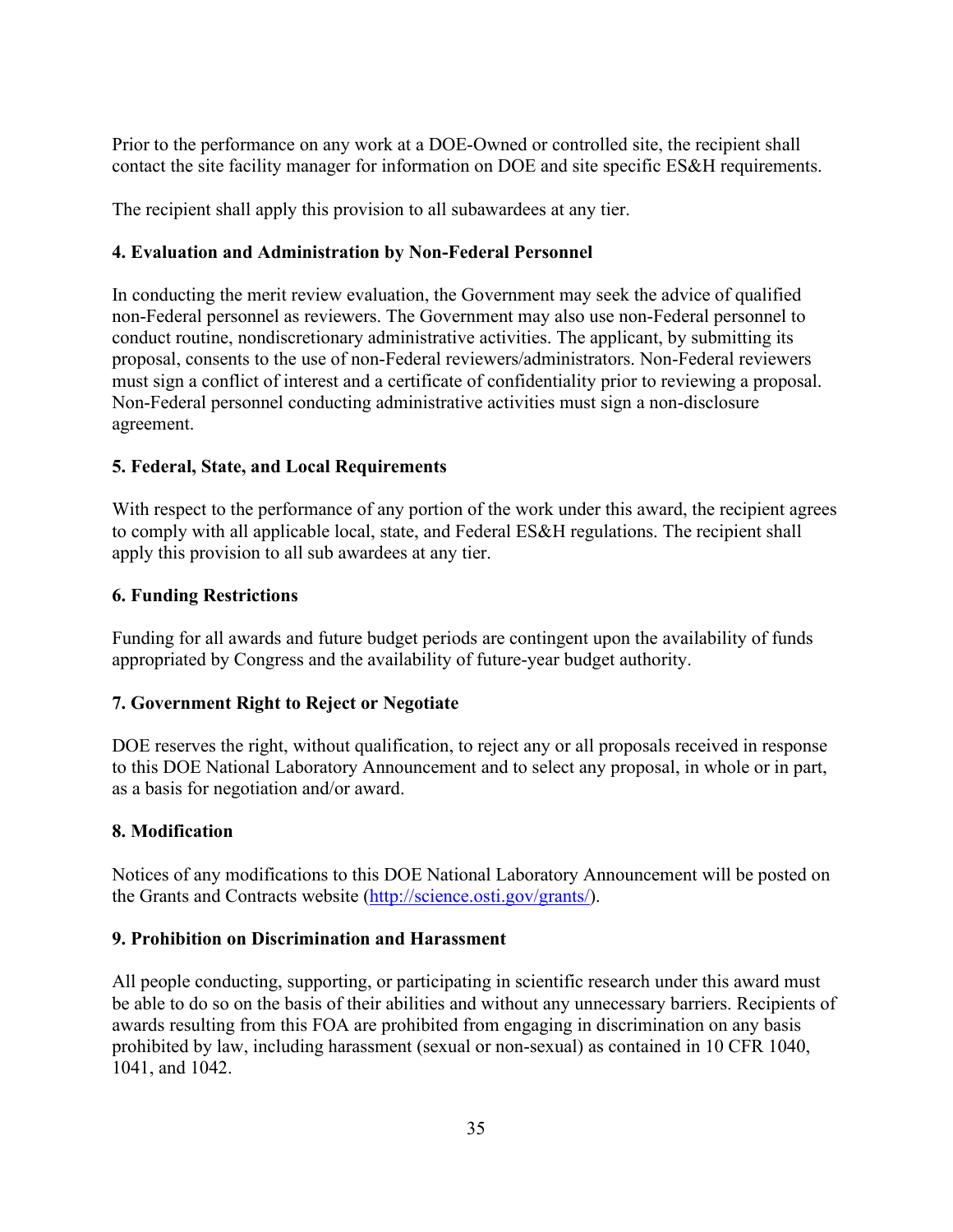Prior to the performance on any work at a DOE-Owned or controlled site, the recipient shall contact the site facility manager for information on DOE and site specific ES&H requirements.

The recipient shall apply this provision to all subawardees at any tier.

**4. Evaluation and Administration by Non-Federal Personnel**

In conducting the merit review evaluation, the Government may seek the advice of qualified non-Federal personnel as reviewers. The Government may also use non-Federal personnel to conduct routine, nondiscretionary administrative activities. The applicant, by submitting its proposal, consents to the use of non-Federal reviewers/administrators. Non-Federal reviewers must sign a conflict of interest and a certificate of confidentiality prior to reviewing a proposal. Non-Federal personnel conducting administrative activities must sign a non-disclosure agreement.

**5. Federal, State, and Local Requirements**

With respect to the performance of any portion of the work under this award, the recipient agrees to comply with all applicable local, state, and Federal ES&H regulations. The recipient shall apply this provision to all sub awardees at any tier.

**6. Funding Restrictions**

Funding for all awards and future budget periods are contingent upon the availability of funds appropriated by Congress and the availability of future-year budget authority.

**7. Government Right to Reject or Negotiate**

DOE reserves the right, without qualification, to reject any or all proposals received in response to this DOE National Laboratory Announcement and to select any proposal, in whole or in part, as a basis for negotiation and/or award.

**8. Modification**

Notices of any modifications to this DOE National Laboratory Announcement will be posted on the Grants and Contracts website (http://science.osti.gov/grants/).

**9. Prohibition on Discrimination and Harassment**

All people conducting, supporting, or participating in scientific research under this award must be able to do so on the basis of their abilities and without any unnecessary barriers. Recipients of awards resulting from this FOA are prohibited from engaging in discrimination on any basis prohibited by law, including harassment (sexual or non-sexual) as contained in 10 CFR 1040, 1041, and 1042.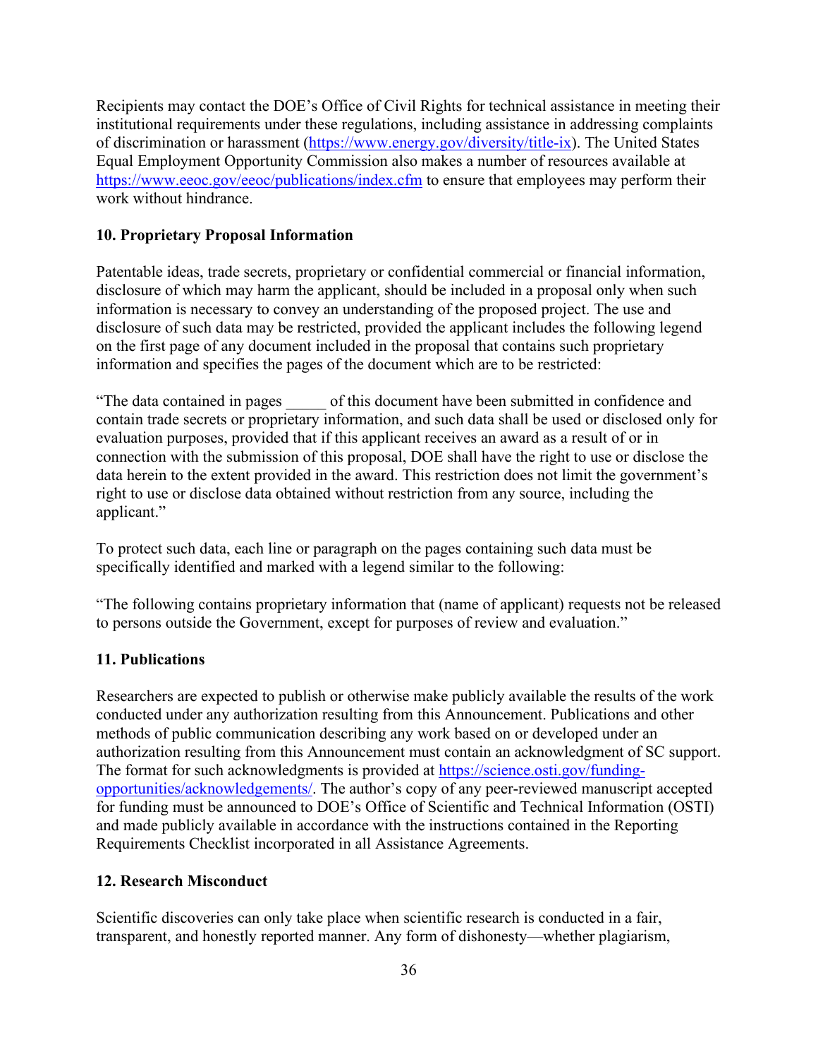Recipients may contact the DOE's Office of Civil Rights for technical assistance in meeting their institutional requirements under these regulations, including assistance in addressing complaints of discrimination or harassment (https://www.energy.gov/diversity/title-ix). The United States Equal Employment Opportunity Commission also makes a number of resources available at https://www.eeoc.gov/eeoc/publications/index.cfm to ensure that employees may perform their work without hindrance.

**10. Proprietary Proposal Information**

Patentable ideas, trade secrets, proprietary or confidential commercial or financial information, disclosure of which may harm the applicant, should be included in a proposal only when such information is necessary to convey an understanding of the proposed project. The use and disclosure of such data may be restricted, provided the applicant includes the following legend on the first page of any document included in the proposal that contains such proprietary information and specifies the pages of the document which are to be restricted:

"The data contained in pages _____ of this document have been submitted in confidence and contain trade secrets or proprietary information, and such data shall be used or disclosed only for evaluation purposes, provided that if this applicant receives an award as a result of or in connection with the submission of this proposal, DOE shall have the right to use or disclose the data herein to the extent provided in the award. This restriction does not limit the government's right to use or disclose data obtained without restriction from any source, including the applicant."

To protect such data, each line or paragraph on the pages containing such data must be specifically identified and marked with a legend similar to the following:

"The following contains proprietary information that (name of applicant) requests not be released to persons outside the Government, except for purposes of review and evaluation."

**11. Publications**

Researchers are expected to publish or otherwise make publicly available the results of the work conducted under any authorization resulting from this Announcement. Publications and other methods of public communication describing any work based on or developed under an authorization resulting from this Announcement must contain an acknowledgment of SC support. The format for such acknowledgments is provided at https://science.osti.gov/funding-opportunities/acknowledgements/. The author's copy of any peer-reviewed manuscript accepted for funding must be announced to DOE's Office of Scientific and Technical Information (OSTI) and made publicly available in accordance with the instructions contained in the Reporting Requirements Checklist incorporated in all Assistance Agreements.

**12. Research Misconduct**

Scientific discoveries can only take place when scientific research is conducted in a fair, transparent, and honestly reported manner. Any form of dishonesty—whether plagiarism,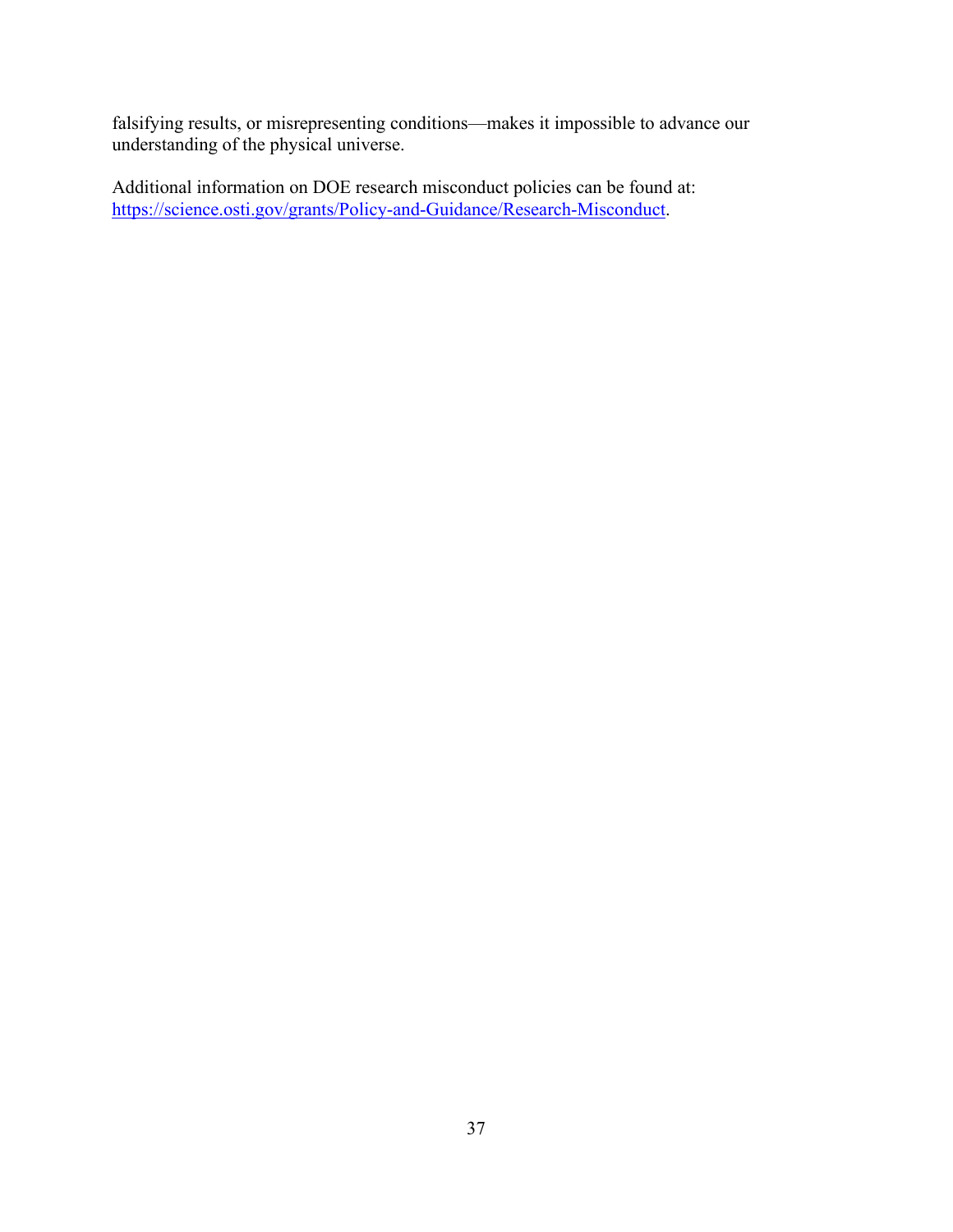falsifying results, or misrepresenting conditions—makes it impossible to advance our understanding of the physical universe.

Additional information on DOE research misconduct policies can be found at: [https://science.osti.gov/grants/Policy-and-Guidance/Research-Misconduct](https://science.osti.gov/grants/Policy-and-Guidance/Research-Misconduct).